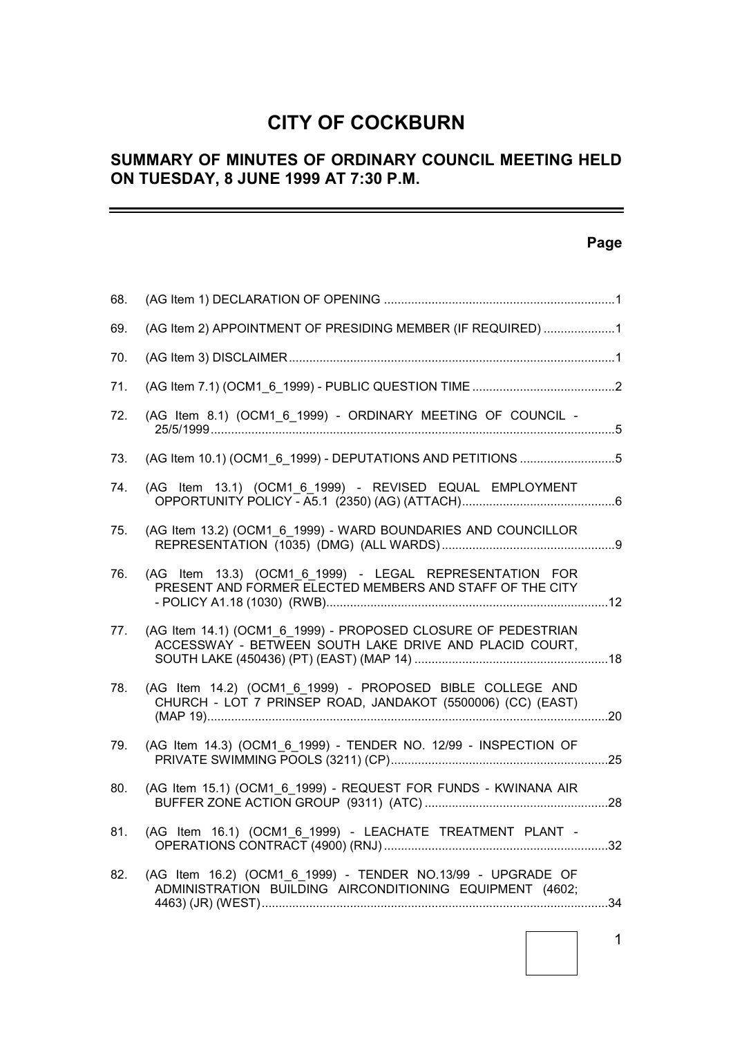# CITY OF COCKBURN

## SUMMARY OF MINUTES OF ORDINARY COUNCIL MEETING HELD ON TUESDAY, 8 JUNE 1999 AT 7:30 P.M.

| | | Page |
|---|---|---|
| 68. | (AG Item 1) DECLARATION OF OPENING | 1 |
| 69. | (AG Item 2) APPOINTMENT OF PRESIDING MEMBER (IF REQUIRED) | 1 |
| 70. | (AG Item 3) DISCLAIMER | 1 |
| 71. | (AG Item 7.1) (OCM1_6_1999) - PUBLIC QUESTION TIME | 2 |
| 72. | (AG Item 8.1) (OCM1_6_1999) - ORDINARY MEETING OF COUNCIL - 25/5/1999 | 5 |
| 73. | (AG Item 10.1) (OCM1_6_1999) - DEPUTATIONS AND PETITIONS | 5 |
| 74. | (AG Item 13.1) (OCM1_6_1999) - REVISED EQUAL EMPLOYMENT OPPORTUNITY POLICY - A5.1 (2350) (AG) (ATTACH) | 6 |
| 75. | (AG Item 13.2) (OCM1_6_1999) - WARD BOUNDARIES AND COUNCILLOR REPRESENTATION (1035) (DMG) (ALL WARDS) | 9 |
| 76. | (AG Item 13.3) (OCM1_6_1999) - LEGAL REPRESENTATION FOR PRESENT AND FORMER ELECTED MEMBERS AND STAFF OF THE CITY - POLICY A1.18 (1030) (RWB) | 12 |
| 77. | (AG Item 14.1) (OCM1_6_1999) - PROPOSED CLOSURE OF PEDESTRIAN ACCESSWAY - BETWEEN SOUTH LAKE DRIVE AND PLACID COURT, SOUTH LAKE (450436) (PT) (EAST) (MAP 14) | 18 |
| 78. | (AG Item 14.2) (OCM1_6_1999) - PROPOSED BIBLE COLLEGE AND CHURCH - LOT 7 PRINSEP ROAD, JANDAKOT (5500006) (CC) (EAST) (MAP 19) | 20 |
| 79. | (AG Item 14.3) (OCM1_6_1999) - TENDER NO. 12/99 - INSPECTION OF PRIVATE SWIMMING POOLS (3211) (CP) | 25 |
| 80. | (AG Item 15.1) (OCM1_6_1999) - REQUEST FOR FUNDS - KWINANA AIR BUFFER ZONE ACTION GROUP (9311) (ATC) | 28 |
| 81. | (AG Item 16.1) (OCM1_6_1999) - LEACHATE TREATMENT PLANT - OPERATIONS CONTRACT (4900) (RNJ) | 32 |
| 82. | (AG Item 16.2) (OCM1_6_1999) - TENDER NO.13/99 - UPGRADE OF ADMINISTRATION BUILDING AIRCONDITIONING EQUIPMENT (4602; 4463) (JR) (WEST) | 34 |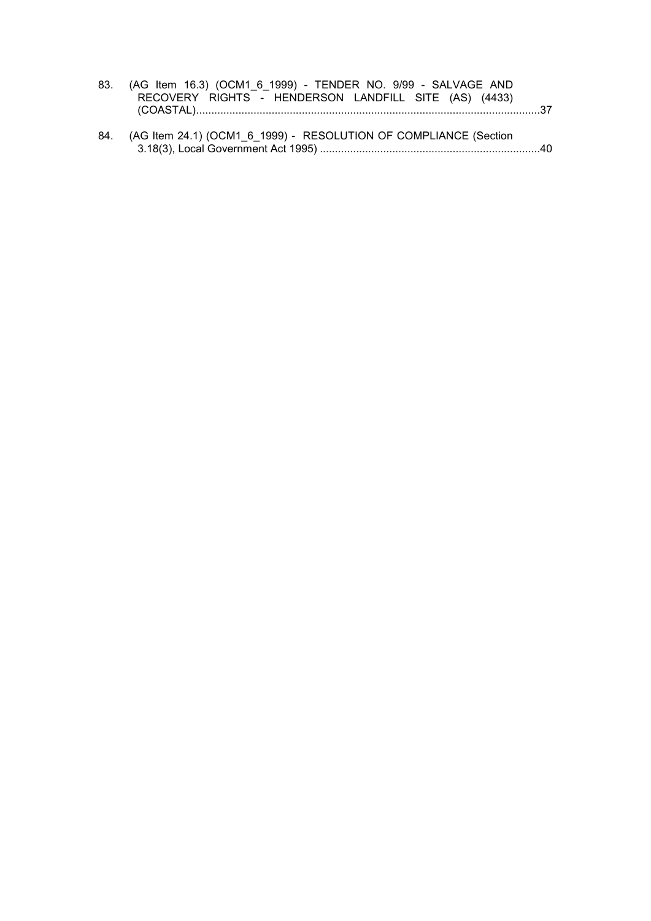83. (AG Item 16.3) (OCM1_6_1999) - TENDER NO. 9/99 - SALVAGE AND RECOVERY RIGHTS - HENDERSON LANDFILL SITE (AS) (4433) (COASTAL)..................................................................................................................37

84. (AG Item 24.1) (OCM1_6_1999) - RESOLUTION OF COMPLIANCE (Section 3.18(3), Local Government Act 1995) .........................................................................40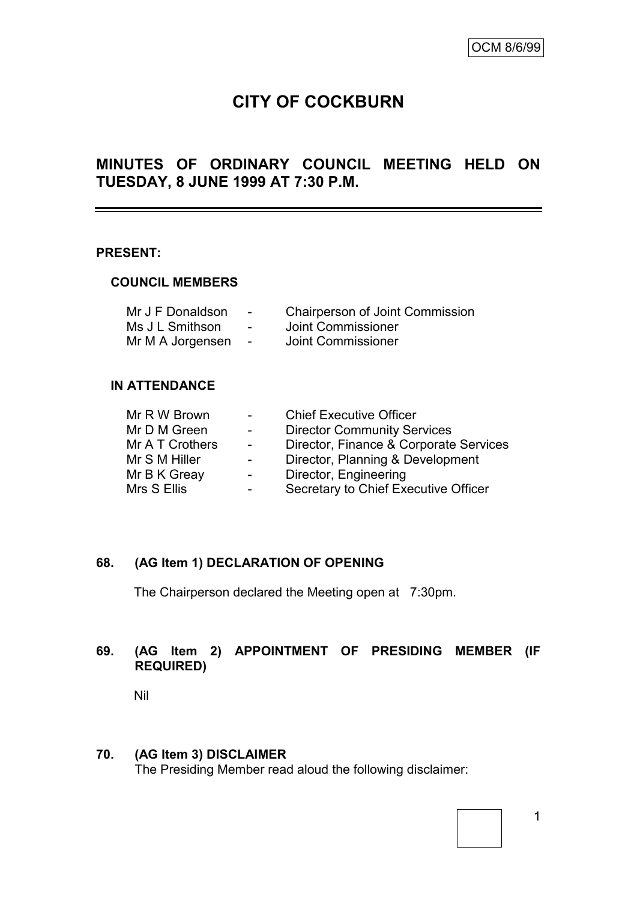OCM 8/6/99

# CITY OF COCKBURN

## MINUTES OF ORDINARY COUNCIL MEETING HELD ON TUESDAY, 8 JUNE 1999 AT 7:30 P.M.

---

**PRESENT:**

**COUNCIL MEMBERS**

| | | |
|---|---|---|
| Mr J F Donaldson | - | Chairperson of Joint Commission |
| Ms J L Smithson | - | Joint Commissioner |
| Mr M A Jorgensen | - | Joint Commissioner |

**IN ATTENDANCE**

| | | |
|---|---|---|
| Mr R W Brown | - | Chief Executive Officer |
| Mr D M Green | - | Director Community Services |
| Mr A T Crothers | - | Director, Finance & Corporate Services |
| Mr S M Hiller | - | Director, Planning & Development |
| Mr B K Greay | - | Director, Engineering |
| Mrs S Ellis | - | Secretary to Chief Executive Officer |

**68. (AG Item 1) DECLARATION OF OPENING**

The Chairperson declared the Meeting open at 7:30pm.

**69. (AG Item 2) APPOINTMENT OF PRESIDING MEMBER (IF REQUIRED)**

Nil

**70. (AG Item 3) DISCLAIMER**

The Presiding Member read aloud the following disclaimer: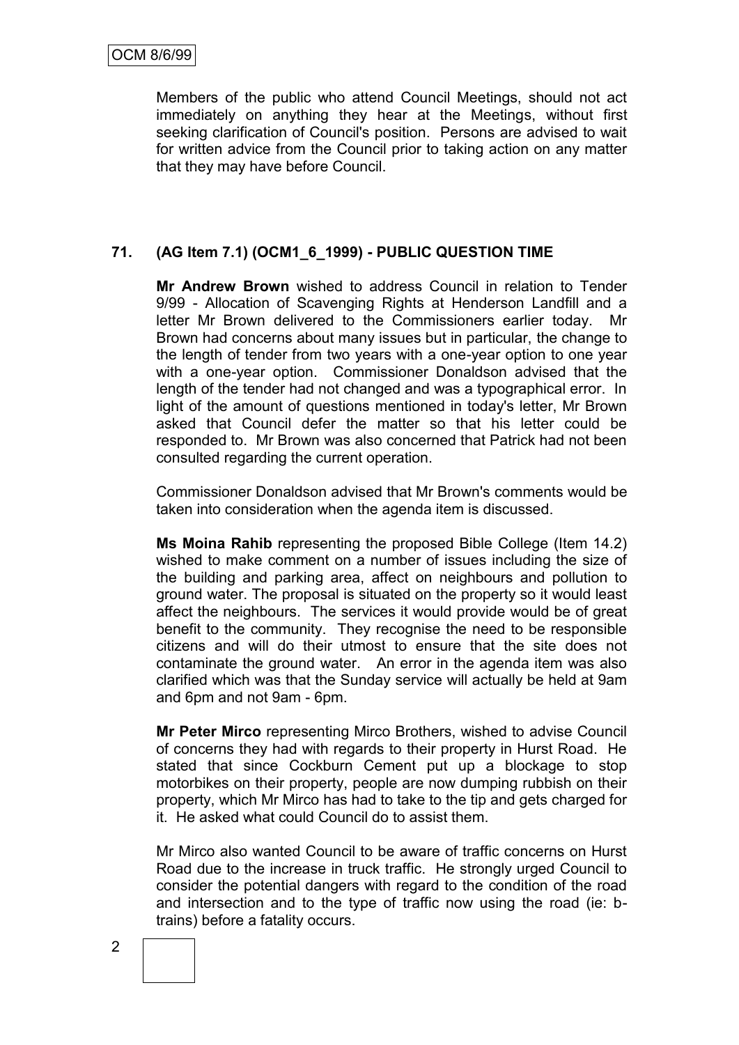Members of the public who attend Council Meetings, should not act immediately on anything they hear at the Meetings, without first seeking clarification of Council's position. Persons are advised to wait for written advice from the Council prior to taking action on any matter that they may have before Council.

## 71. (AG Item 7.1) (OCM1_6_1999) - PUBLIC QUESTION TIME

**Mr Andrew Brown** wished to address Council in relation to Tender 9/99 - Allocation of Scavenging Rights at Henderson Landfill and a letter Mr Brown delivered to the Commissioners earlier today. Mr Brown had concerns about many issues but in particular, the change to the length of tender from two years with a one-year option to one year with a one-year option. Commissioner Donaldson advised that the length of the tender had not changed and was a typographical error. In light of the amount of questions mentioned in today's letter, Mr Brown asked that Council defer the matter so that his letter could be responded to. Mr Brown was also concerned that Patrick had not been consulted regarding the current operation.

Commissioner Donaldson advised that Mr Brown's comments would be taken into consideration when the agenda item is discussed.

**Ms Moina Rahib** representing the proposed Bible College (Item 14.2) wished to make comment on a number of issues including the size of the building and parking area, affect on neighbours and pollution to ground water. The proposal is situated on the property so it would least affect the neighbours. The services it would provide would be of great benefit to the community. They recognise the need to be responsible citizens and will do their utmost to ensure that the site does not contaminate the ground water. An error in the agenda item was also clarified which was that the Sunday service will actually be held at 9am and 6pm and not 9am - 6pm.

**Mr Peter Mirco** representing Mirco Brothers, wished to advise Council of concerns they had with regards to their property in Hurst Road. He stated that since Cockburn Cement put up a blockage to stop motorbikes on their property, people are now dumping rubbish on their property, which Mr Mirco has had to take to the tip and gets charged for it. He asked what could Council do to assist them.

Mr Mirco also wanted Council to be aware of traffic concerns on Hurst Road due to the increase in truck traffic. He strongly urged Council to consider the potential dangers with regard to the condition of the road and intersection and to the type of traffic now using the road (ie: b-trains) before a fatality occurs.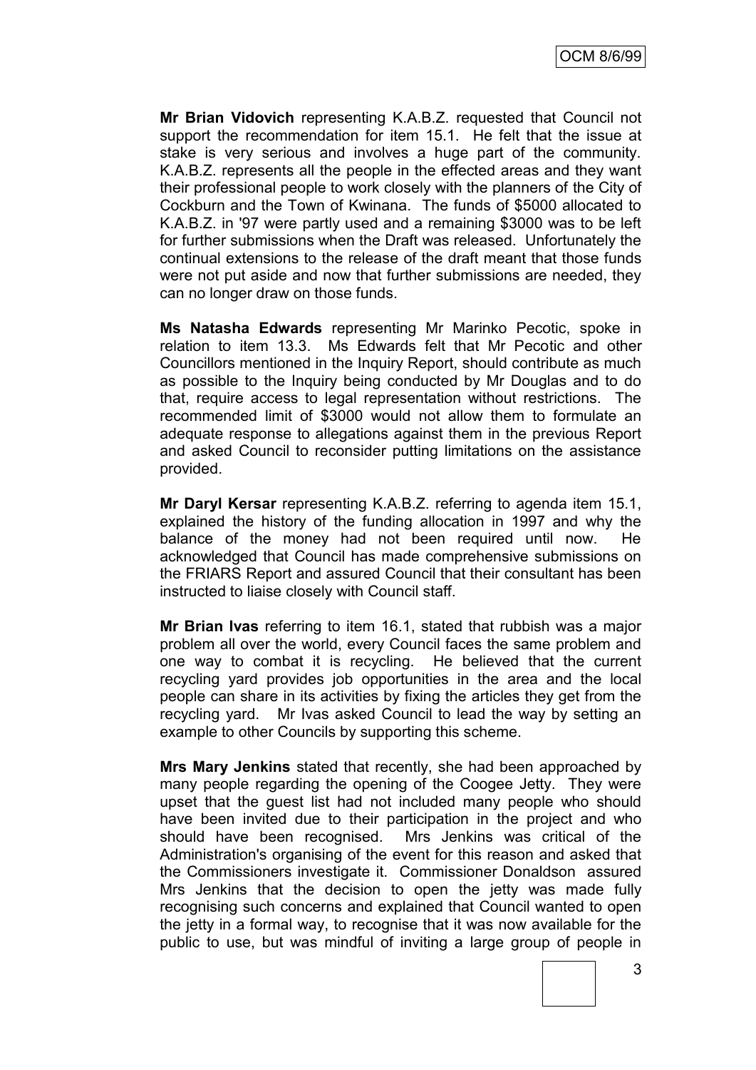**Mr Brian Vidovich** representing K.A.B.Z. requested that Council not support the recommendation for item 15.1. He felt that the issue at stake is very serious and involves a huge part of the community. K.A.B.Z. represents all the people in the effected areas and they want their professional people to work closely with the planners of the City of Cockburn and the Town of Kwinana. The funds of $5000 allocated to K.A.B.Z. in '97 were partly used and a remaining $3000 was to be left for further submissions when the Draft was released. Unfortunately the continual extensions to the release of the draft meant that those funds were not put aside and now that further submissions are needed, they can no longer draw on those funds.

**Ms Natasha Edwards** representing Mr Marinko Pecotic, spoke in relation to item 13.3. Ms Edwards felt that Mr Pecotic and other Councillors mentioned in the Inquiry Report, should contribute as much as possible to the Inquiry being conducted by Mr Douglas and to do that, require access to legal representation without restrictions. The recommended limit of $3000 would not allow them to formulate an adequate response to allegations against them in the previous Report and asked Council to reconsider putting limitations on the assistance provided.

**Mr Daryl Kersar** representing K.A.B.Z. referring to agenda item 15.1, explained the history of the funding allocation in 1997 and why the balance of the money had not been required until now. He acknowledged that Council has made comprehensive submissions on the FRIARS Report and assured Council that their consultant has been instructed to liaise closely with Council staff.

**Mr Brian Ivas** referring to item 16.1, stated that rubbish was a major problem all over the world, every Council faces the same problem and one way to combat it is recycling. He believed that the current recycling yard provides job opportunities in the area and the local people can share in its activities by fixing the articles they get from the recycling yard. Mr Ivas asked Council to lead the way by setting an example to other Councils by supporting this scheme.

**Mrs Mary Jenkins** stated that recently, she had been approached by many people regarding the opening of the Coogee Jetty. They were upset that the guest list had not included many people who should have been invited due to their participation in the project and who should have been recognised. Mrs Jenkins was critical of the Administration's organising of the event for this reason and asked that the Commissioners investigate it. Commissioner Donaldson assured Mrs Jenkins that the decision to open the jetty was made fully recognising such concerns and explained that Council wanted to open the jetty in a formal way, to recognise that it was now available for the public to use, but was mindful of inviting a large group of people in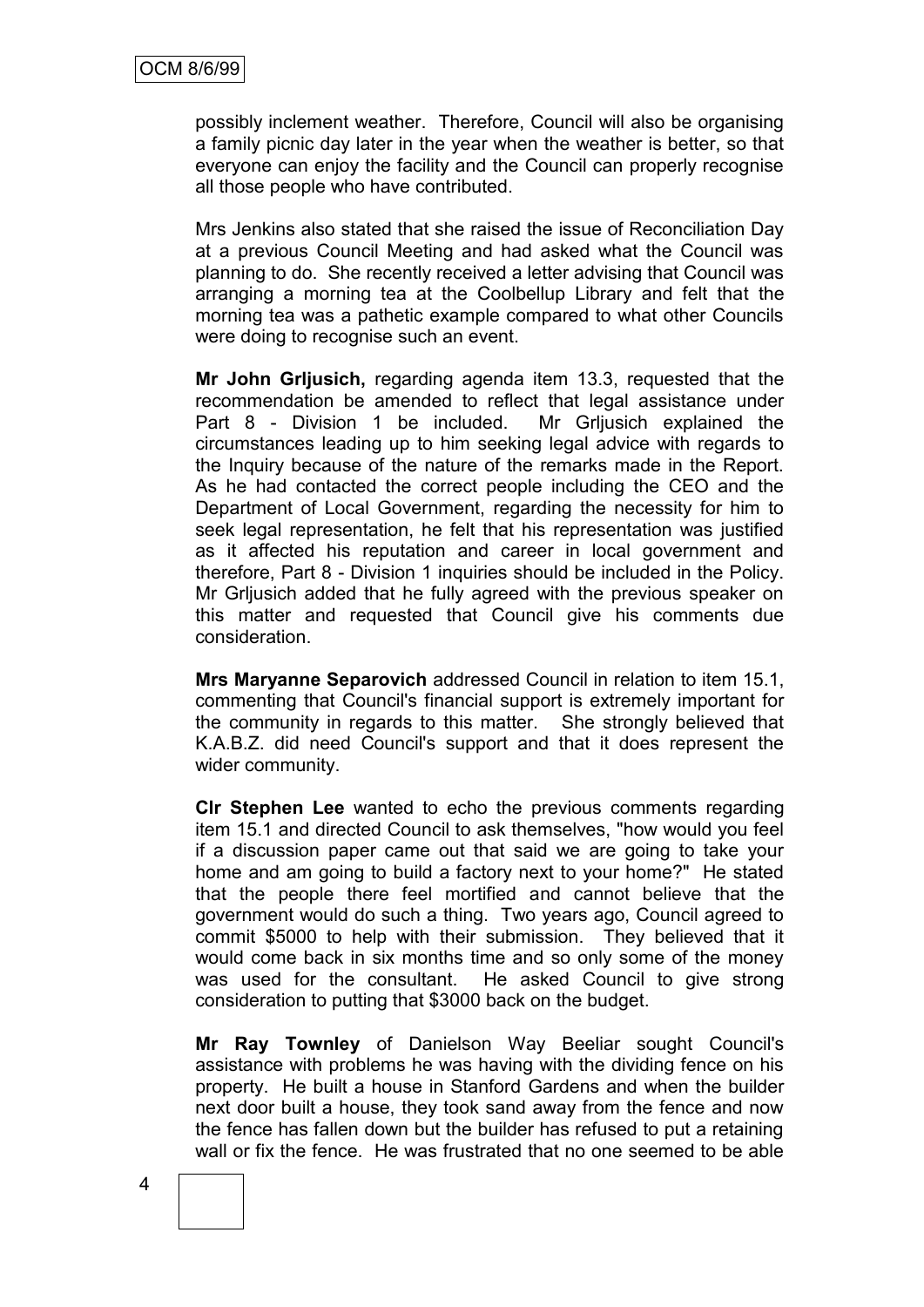possibly inclement weather. Therefore, Council will also be organising a family picnic day later in the year when the weather is better, so that everyone can enjoy the facility and the Council can properly recognise all those people who have contributed.

Mrs Jenkins also stated that she raised the issue of Reconciliation Day at a previous Council Meeting and had asked what the Council was planning to do. She recently received a letter advising that Council was arranging a morning tea at the Coolbellup Library and felt that the morning tea was a pathetic example compared to what other Councils were doing to recognise such an event.

**Mr John Grljusich,** regarding agenda item 13.3, requested that the recommendation be amended to reflect that legal assistance under Part 8 - Division 1 be included. Mr Grljusich explained the circumstances leading up to him seeking legal advice with regards to the Inquiry because of the nature of the remarks made in the Report. As he had contacted the correct people including the CEO and the Department of Local Government, regarding the necessity for him to seek legal representation, he felt that his representation was justified as it affected his reputation and career in local government and therefore, Part 8 - Division 1 inquiries should be included in the Policy. Mr Grljusich added that he fully agreed with the previous speaker on this matter and requested that Council give his comments due consideration.

**Mrs Maryanne Separovich** addressed Council in relation to item 15.1, commenting that Council's financial support is extremely important for the community in regards to this matter. She strongly believed that K.A.B.Z. did need Council's support and that it does represent the wider community.

**Clr Stephen Lee** wanted to echo the previous comments regarding item 15.1 and directed Council to ask themselves, "how would you feel if a discussion paper came out that said we are going to take your home and am going to build a factory next to your home?" He stated that the people there feel mortified and cannot believe that the government would do such a thing. Two years ago, Council agreed to commit $5000 to help with their submission. They believed that it would come back in six months time and so only some of the money was used for the consultant. He asked Council to give strong consideration to putting that $3000 back on the budget.

**Mr Ray Townley** of Danielson Way Beeliar sought Council's assistance with problems he was having with the dividing fence on his property. He built a house in Stanford Gardens and when the builder next door built a house, they took sand away from the fence and now the fence has fallen down but the builder has refused to put a retaining wall or fix the fence. He was frustrated that no one seemed to be able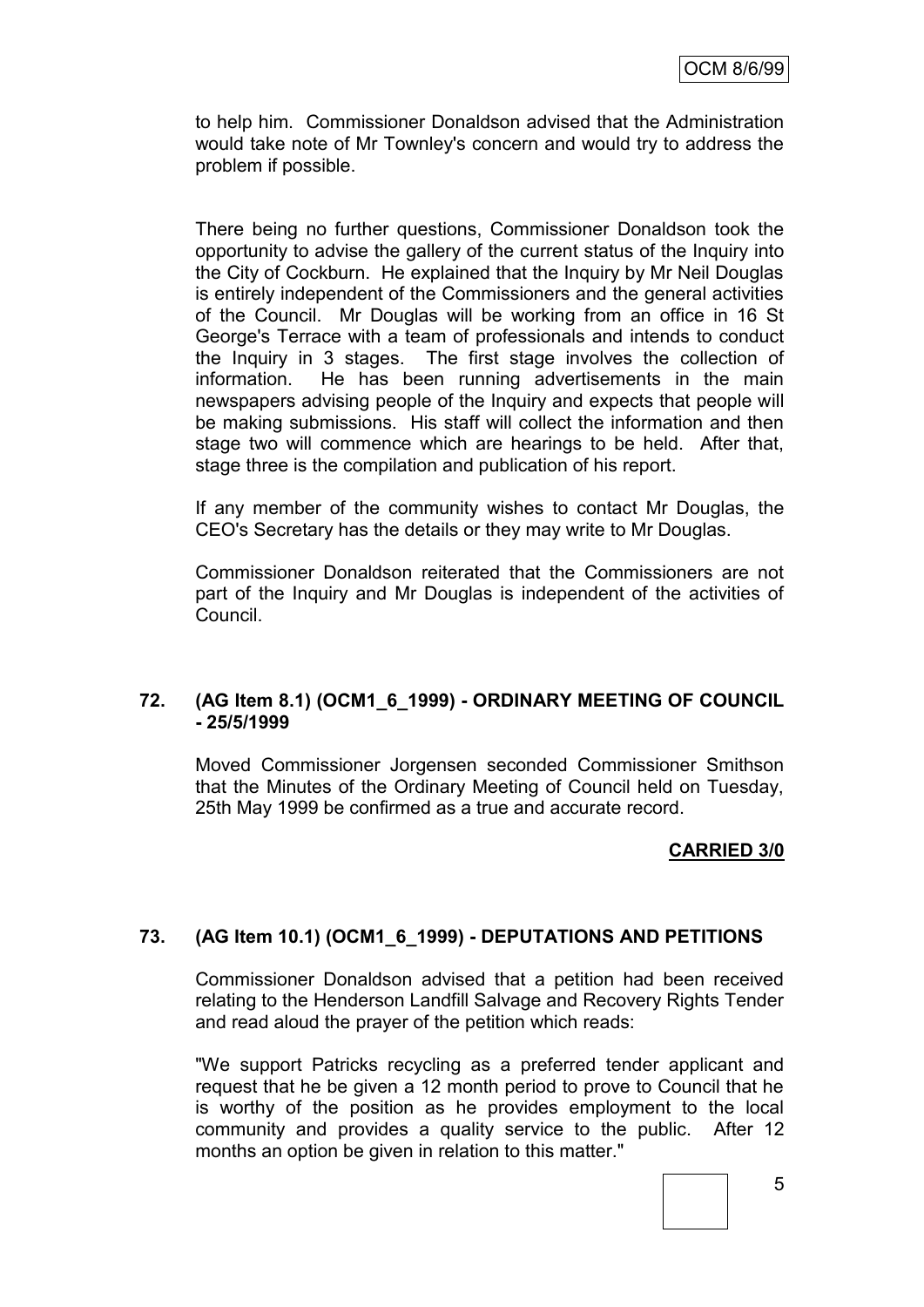to help him. Commissioner Donaldson advised that the Administration would take note of Mr Townley's concern and would try to address the problem if possible.

There being no further questions, Commissioner Donaldson took the opportunity to advise the gallery of the current status of the Inquiry into the City of Cockburn. He explained that the Inquiry by Mr Neil Douglas is entirely independent of the Commissioners and the general activities of the Council. Mr Douglas will be working from an office in 16 St George's Terrace with a team of professionals and intends to conduct the Inquiry in 3 stages. The first stage involves the collection of information. He has been running advertisements in the main newspapers advising people of the Inquiry and expects that people will be making submissions. His staff will collect the information and then stage two will commence which are hearings to be held. After that, stage three is the compilation and publication of his report.

If any member of the community wishes to contact Mr Douglas, the CEO's Secretary has the details or they may write to Mr Douglas.

Commissioner Donaldson reiterated that the Commissioners are not part of the Inquiry and Mr Douglas is independent of the activities of Council.

### 72. (AG Item 8.1) (OCM1_6_1999) - ORDINARY MEETING OF COUNCIL - 25/5/1999

Moved Commissioner Jorgensen seconded Commissioner Smithson that the Minutes of the Ordinary Meeting of Council held on Tuesday, 25th May 1999 be confirmed as a true and accurate record.

**CARRIED 3/0**

### 73. (AG Item 10.1) (OCM1_6_1999) - DEPUTATIONS AND PETITIONS

Commissioner Donaldson advised that a petition had been received relating to the Henderson Landfill Salvage and Recovery Rights Tender and read aloud the prayer of the petition which reads:

"We support Patricks recycling as a preferred tender applicant and request that he be given a 12 month period to prove to Council that he is worthy of the position as he provides employment to the local community and provides a quality service to the public. After 12 months an option be given in relation to this matter."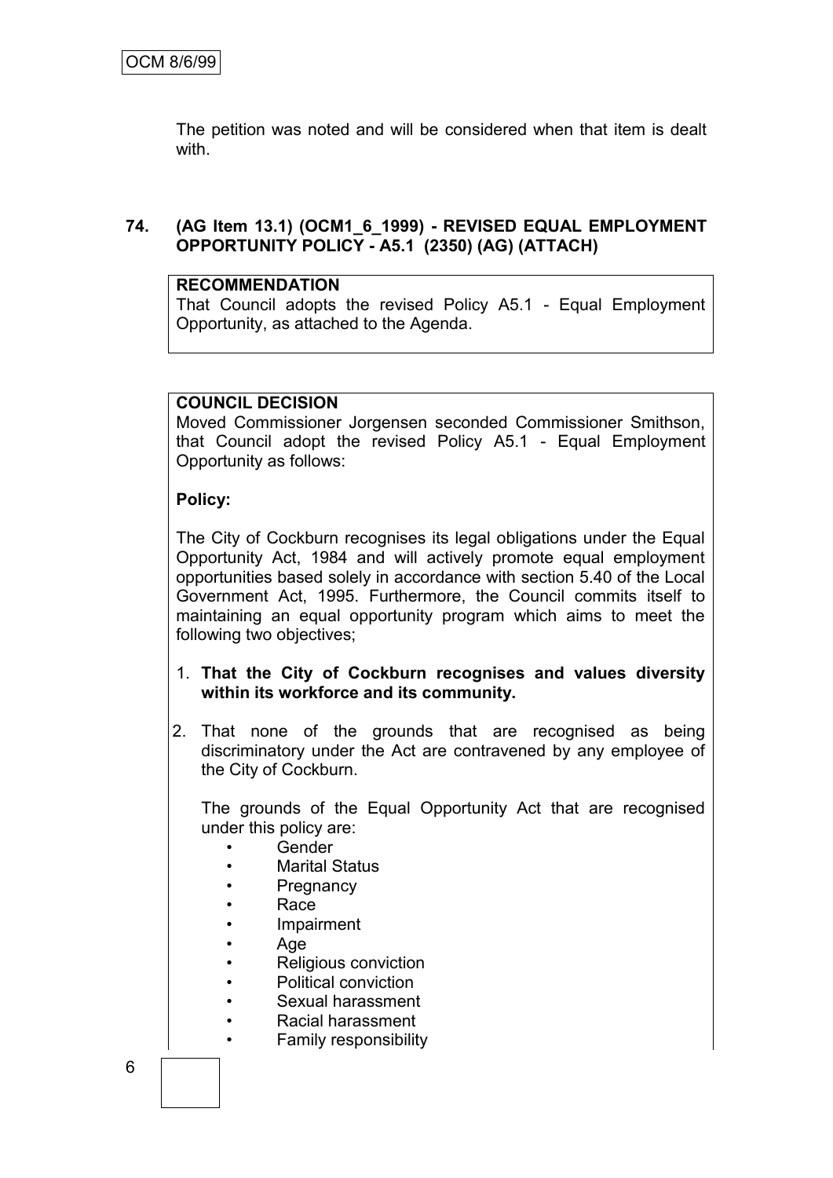The petition was noted and will be considered when that item is dealt with.

### 74. (AG Item 13.1) (OCM1_6_1999) - REVISED EQUAL EMPLOYMENT OPPORTUNITY POLICY - A5.1 (2350) (AG) (ATTACH)

**RECOMMENDATION**

That Council adopts the revised Policy A5.1 - Equal Employment Opportunity, as attached to the Agenda.

**COUNCIL DECISION**

Moved Commissioner Jorgensen seconded Commissioner Smithson, that Council adopt the revised Policy A5.1 - Equal Employment Opportunity as follows:

**Policy:**

The City of Cockburn recognises its legal obligations under the Equal Opportunity Act, 1984 and will actively promote equal employment opportunities based solely in accordance with section 5.40 of the Local Government Act, 1995. Furthermore, the Council commits itself to maintaining an equal opportunity program which aims to meet the following two objectives;

1. **That the City of Cockburn recognises and values diversity within its workforce and its community.**

2. That none of the grounds that are recognised as being discriminatory under the Act are contravened by any employee of the City of Cockburn.

   The grounds of the Equal Opportunity Act that are recognised under this policy are:

   - Gender
   - Marital Status
   - Pregnancy
   - Race
   - Impairment
   - Age
   - Religious conviction
   - Political conviction
   - Sexual harassment
   - Racial harassment
   - Family responsibility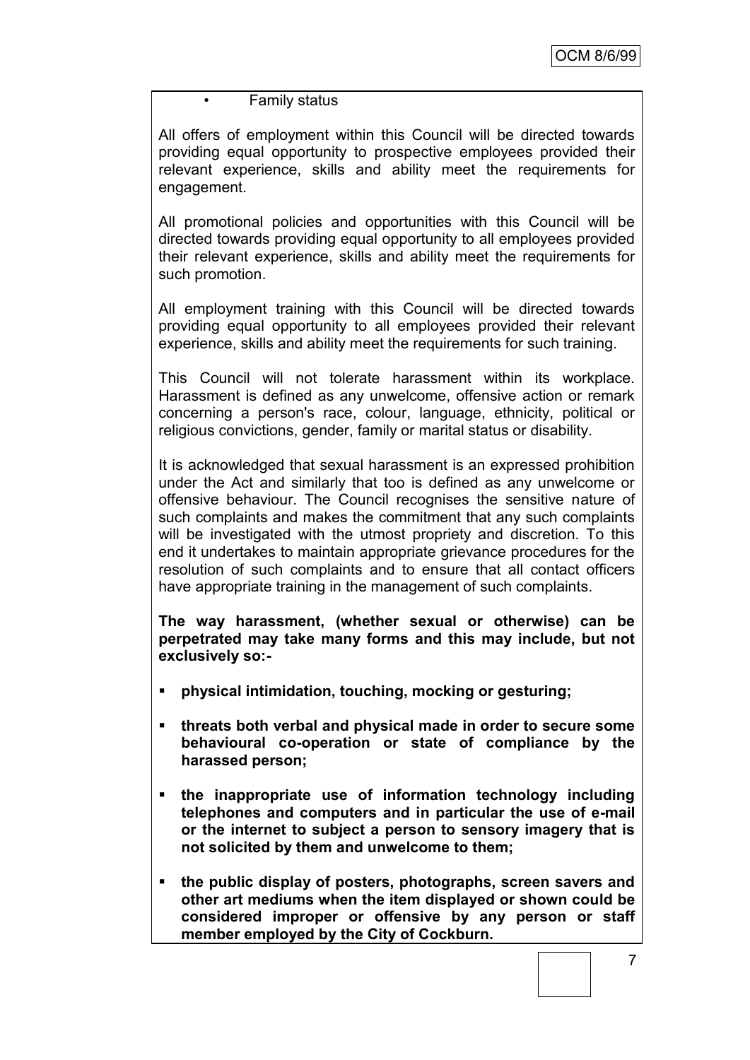- Family status

All offers of employment within this Council will be directed towards providing equal opportunity to prospective employees provided their relevant experience, skills and ability meet the requirements for engagement.

All promotional policies and opportunities with this Council will be directed towards providing equal opportunity to all employees provided their relevant experience, skills and ability meet the requirements for such promotion.

All employment training with this Council will be directed towards providing equal opportunity to all employees provided their relevant experience, skills and ability meet the requirements for such training.

This Council will not tolerate harassment within its workplace. Harassment is defined as any unwelcome, offensive action or remark concerning a person's race, colour, language, ethnicity, political or religious convictions, gender, family or marital status or disability.

It is acknowledged that sexual harassment is an expressed prohibition under the Act and similarly that too is defined as any unwelcome or offensive behaviour. The Council recognises the sensitive nature of such complaints and makes the commitment that any such complaints will be investigated with the utmost propriety and discretion. To this end it undertakes to maintain appropriate grievance procedures for the resolution of such complaints and to ensure that all contact officers have appropriate training in the management of such complaints.

**The way harassment, (whether sexual or otherwise) can be perpetrated may take many forms and this may include, but not exclusively so:-**

- **physical intimidation, touching, mocking or gesturing;**
- **threats both verbal and physical made in order to secure some behavioural co-operation or state of compliance by the harassed person;**
- **the inappropriate use of information technology including telephones and computers and in particular the use of e-mail or the internet to subject a person to sensory imagery that is not solicited by them and unwelcome to them;**
- **the public display of posters, photographs, screen savers and other art mediums when the item displayed or shown could be considered improper or offensive by any person or staff member employed by the City of Cockburn.**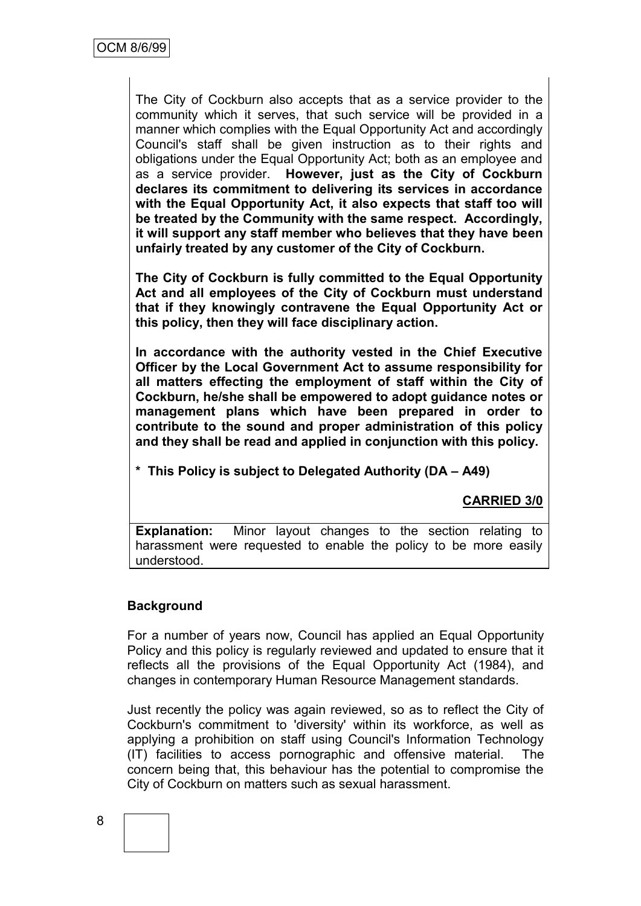The City of Cockburn also accepts that as a service provider to the community which it serves, that such service will be provided in a manner which complies with the Equal Opportunity Act and accordingly Council's staff shall be given instruction as to their rights and obligations under the Equal Opportunity Act; both as an employee and as a service provider. **However, just as the City of Cockburn declares its commitment to delivering its services in accordance with the Equal Opportunity Act, it also expects that staff too will be treated by the Community with the same respect. Accordingly, it will support any staff member who believes that they have been unfairly treated by any customer of the City of Cockburn.**

**The City of Cockburn is fully committed to the Equal Opportunity Act and all employees of the City of Cockburn must understand that if they knowingly contravene the Equal Opportunity Act or this policy, then they will face disciplinary action.**

**In accordance with the authority vested in the Chief Executive Officer by the Local Government Act to assume responsibility for all matters effecting the employment of staff within the City of Cockburn, he/she shall be empowered to adopt guidance notes or management plans which have been prepared in order to contribute to the sound and proper administration of this policy and they shall be read and applied in conjunction with this policy.**

**\* This Policy is subject to Delegated Authority (DA – A49)**

**CARRIED 3/0**

**Explanation:** Minor layout changes to the section relating to harassment were requested to enable the policy to be more easily understood.

**Background**

For a number of years now, Council has applied an Equal Opportunity Policy and this policy is regularly reviewed and updated to ensure that it reflects all the provisions of the Equal Opportunity Act (1984), and changes in contemporary Human Resource Management standards.

Just recently the policy was again reviewed, so as to reflect the City of Cockburn's commitment to 'diversity' within its workforce, as well as applying a prohibition on staff using Council's Information Technology (IT) facilities to access pornographic and offensive material. The concern being that, this behaviour has the potential to compromise the City of Cockburn on matters such as sexual harassment.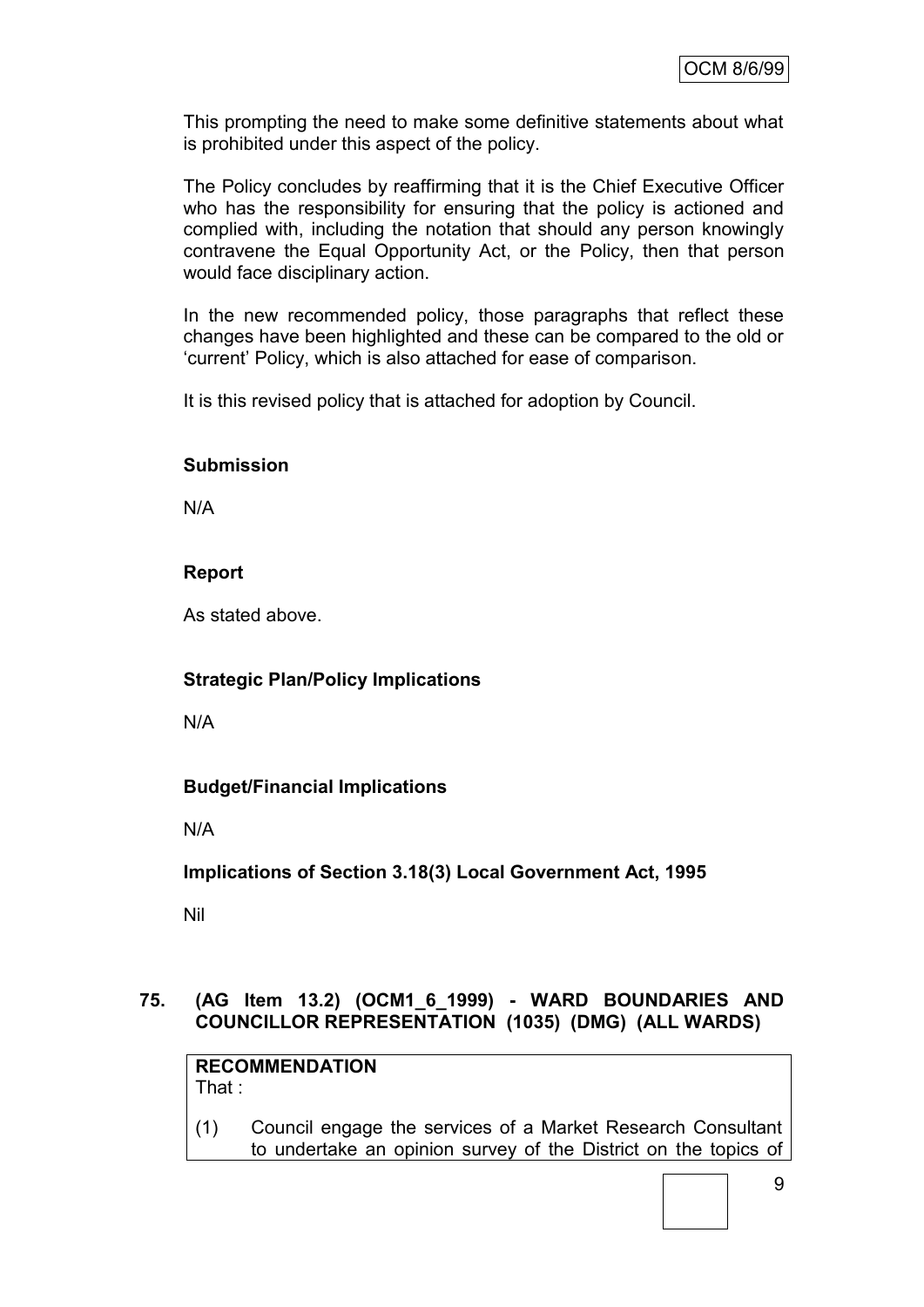This prompting the need to make some definitive statements about what is prohibited under this aspect of the policy.

The Policy concludes by reaffirming that it is the Chief Executive Officer who has the responsibility for ensuring that the policy is actioned and complied with, including the notation that should any person knowingly contravene the Equal Opportunity Act, or the Policy, then that person would face disciplinary action.

In the new recommended policy, those paragraphs that reflect these changes have been highlighted and these can be compared to the old or 'current' Policy, which is also attached for ease of comparison.

It is this revised policy that is attached for adoption by Council.

**Submission**

N/A

**Report**

As stated above.

**Strategic Plan/Policy Implications**

N/A

**Budget/Financial Implications**

N/A

**Implications of Section 3.18(3) Local Government Act, 1995**

Nil

### 75. (AG Item 13.2) (OCM1_6_1999) - WARD BOUNDARIES AND COUNCILLOR REPRESENTATION (1035) (DMG) (ALL WARDS)

**RECOMMENDATION**
That :

(1) Council engage the services of a Market Research Consultant to undertake an opinion survey of the District on the topics of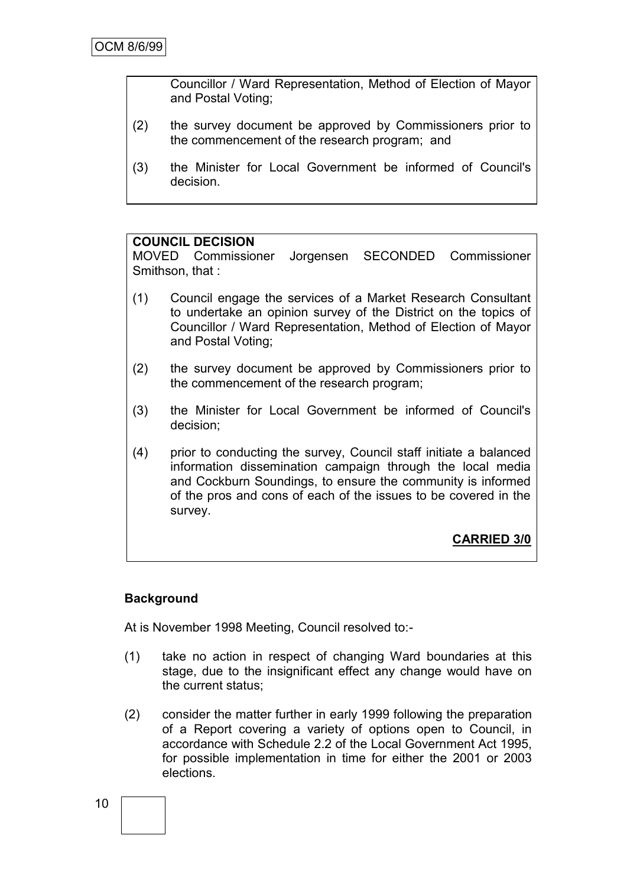Councillor / Ward Representation, Method of Election of Mayor and Postal Voting;

(2) the survey document be approved by Commissioners prior to the commencement of the research program; and

(3) the Minister for Local Government be informed of Council's decision.

**COUNCIL DECISION**

MOVED Commissioner Jorgensen SECONDED Commissioner Smithson, that :

(1) Council engage the services of a Market Research Consultant to undertake an opinion survey of the District on the topics of Councillor / Ward Representation, Method of Election of Mayor and Postal Voting;

(2) the survey document be approved by Commissioners prior to the commencement of the research program;

(3) the Minister for Local Government be informed of Council's decision;

(4) prior to conducting the survey, Council staff initiate a balanced information dissemination campaign through the local media and Cockburn Soundings, to ensure the community is informed of the pros and cons of each of the issues to be covered in the survey.

**CARRIED 3/0**

**Background**

At is November 1998 Meeting, Council resolved to:-

(1) take no action in respect of changing Ward boundaries at this stage, due to the insignificant effect any change would have on the current status;

(2) consider the matter further in early 1999 following the preparation of a Report covering a variety of options open to Council, in accordance with Schedule 2.2 of the Local Government Act 1995, for possible implementation in time for either the 2001 or 2003 elections.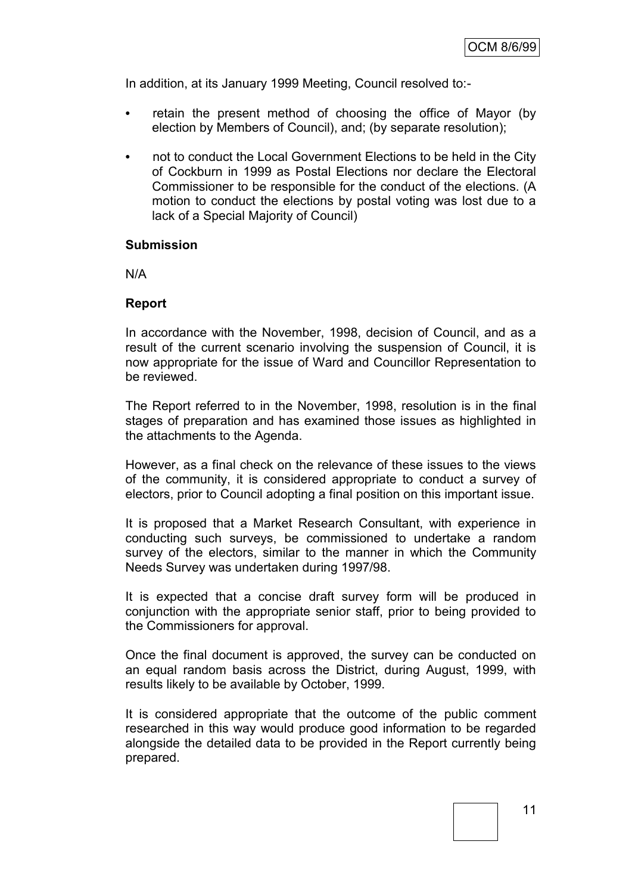In addition, at its January 1999 Meeting, Council resolved to:-

- retain the present method of choosing the office of Mayor (by election by Members of Council), and; (by separate resolution);
- not to conduct the Local Government Elections to be held in the City of Cockburn in 1999 as Postal Elections nor declare the Electoral Commissioner to be responsible for the conduct of the elections. (A motion to conduct the elections by postal voting was lost due to a lack of a Special Majority of Council)

**Submission**

N/A

**Report**

In accordance with the November, 1998, decision of Council, and as a result of the current scenario involving the suspension of Council, it is now appropriate for the issue of Ward and Councillor Representation to be reviewed.

The Report referred to in the November, 1998, resolution is in the final stages of preparation and has examined those issues as highlighted in the attachments to the Agenda.

However, as a final check on the relevance of these issues to the views of the community, it is considered appropriate to conduct a survey of electors, prior to Council adopting a final position on this important issue.

It is proposed that a Market Research Consultant, with experience in conducting such surveys, be commissioned to undertake a random survey of the electors, similar to the manner in which the Community Needs Survey was undertaken during 1997/98.

It is expected that a concise draft survey form will be produced in conjunction with the appropriate senior staff, prior to being provided to the Commissioners for approval.

Once the final document is approved, the survey can be conducted on an equal random basis across the District, during August, 1999, with results likely to be available by October, 1999.

It is considered appropriate that the outcome of the public comment researched in this way would produce good information to be regarded alongside the detailed data to be provided in the Report currently being prepared.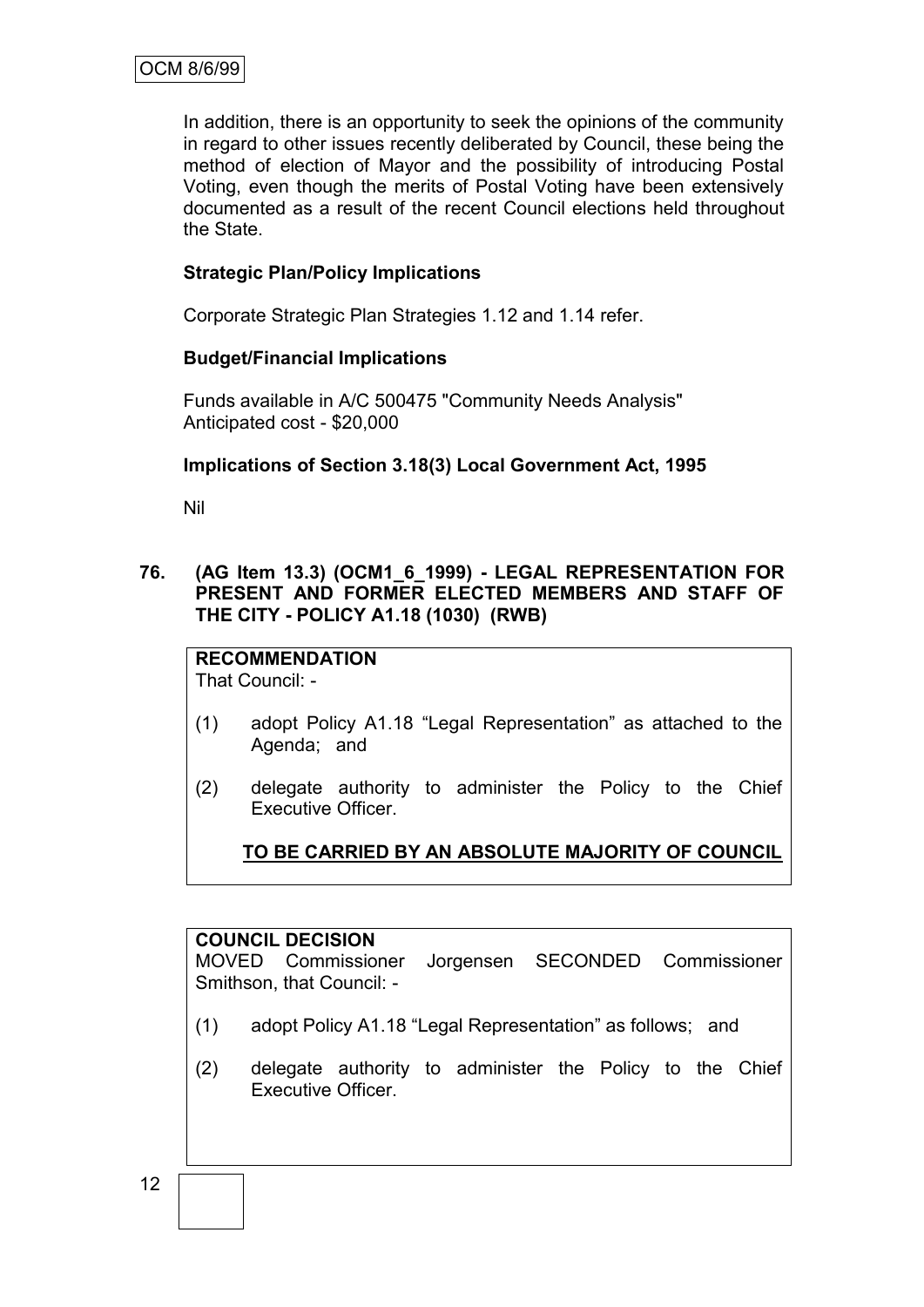In addition, there is an opportunity to seek the opinions of the community in regard to other issues recently deliberated by Council, these being the method of election of Mayor and the possibility of introducing Postal Voting, even though the merits of Postal Voting have been extensively documented as a result of the recent Council elections held throughout the State.

**Strategic Plan/Policy Implications**

Corporate Strategic Plan Strategies 1.12 and 1.14 refer.

**Budget/Financial Implications**

Funds available in A/C 500475 "Community Needs Analysis"
Anticipated cost - $20,000

**Implications of Section 3.18(3) Local Government Act, 1995**

Nil

## 76. (AG Item 13.3) (OCM1_6_1999) - LEGAL REPRESENTATION FOR PRESENT AND FORMER ELECTED MEMBERS AND STAFF OF THE CITY - POLICY A1.18 (1030) (RWB)

**RECOMMENDATION**
That Council: -

(1) adopt Policy A1.18 "Legal Representation" as attached to the Agenda; and

(2) delegate authority to administer the Policy to the Chief Executive Officer.

**TO BE CARRIED BY AN ABSOLUTE MAJORITY OF COUNCIL**

**COUNCIL DECISION**
MOVED Commissioner Jorgensen SECONDED Commissioner Smithson, that Council: -

(1) adopt Policy A1.18 "Legal Representation" as follows; and

(2) delegate authority to administer the Policy to the Chief Executive Officer.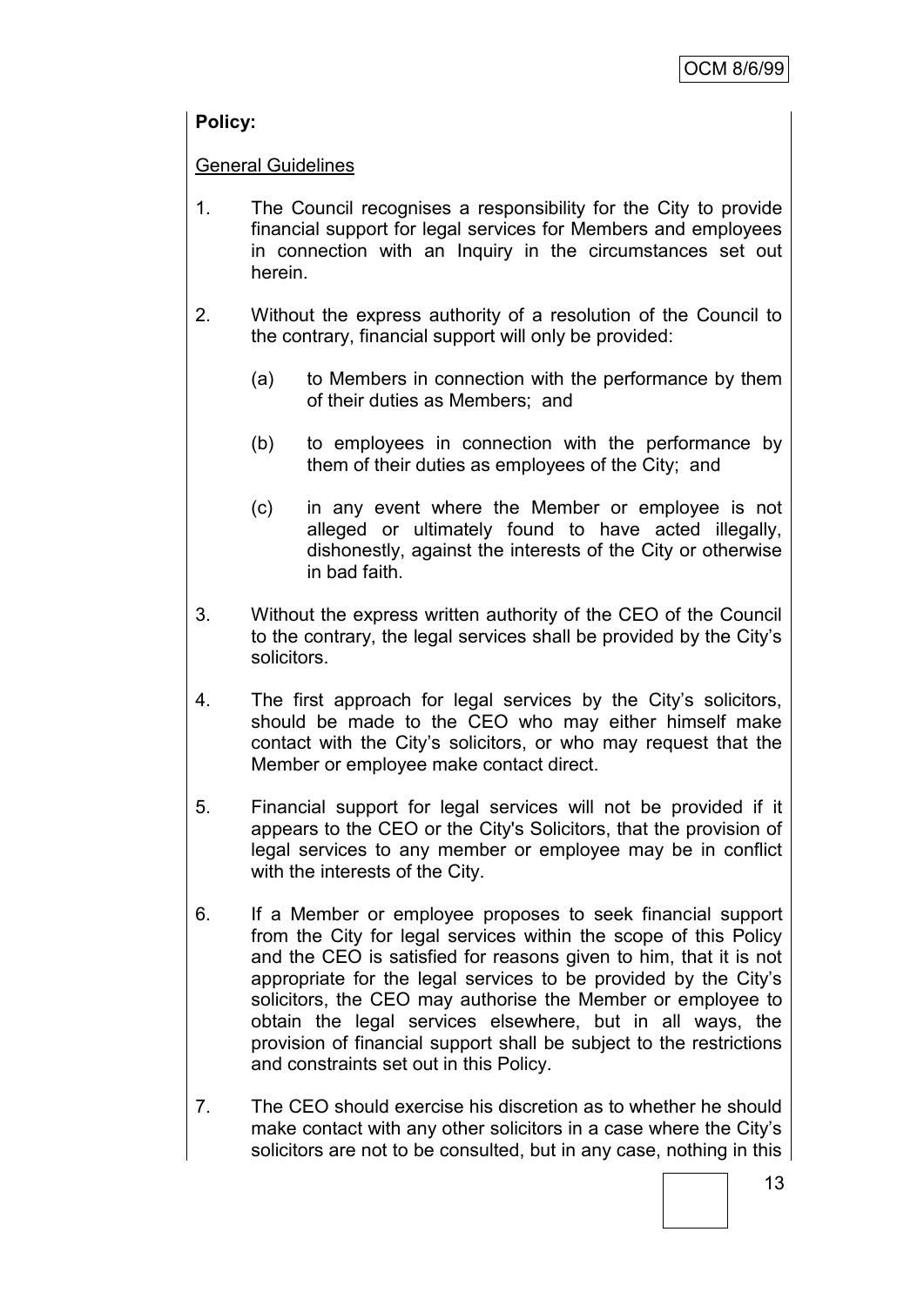**Policy:**

General Guidelines

1. The Council recognises a responsibility for the City to provide financial support for legal services for Members and employees in connection with an Inquiry in the circumstances set out herein.

2. Without the express authority of a resolution of the Council to the contrary, financial support will only be provided:

   (a) to Members in connection with the performance by them of their duties as Members; and

   (b) to employees in connection with the performance by them of their duties as employees of the City; and

   (c) in any event where the Member or employee is not alleged or ultimately found to have acted illegally, dishonestly, against the interests of the City or otherwise in bad faith.

3. Without the express written authority of the CEO of the Council to the contrary, the legal services shall be provided by the City's solicitors.

4. The first approach for legal services by the City's solicitors, should be made to the CEO who may either himself make contact with the City's solicitors, or who may request that the Member or employee make contact direct.

5. Financial support for legal services will not be provided if it appears to the CEO or the City's Solicitors, that the provision of legal services to any member or employee may be in conflict with the interests of the City.

6. If a Member or employee proposes to seek financial support from the City for legal services within the scope of this Policy and the CEO is satisfied for reasons given to him, that it is not appropriate for the legal services to be provided by the City's solicitors, the CEO may authorise the Member or employee to obtain the legal services elsewhere, but in all ways, the provision of financial support shall be subject to the restrictions and constraints set out in this Policy.

7. The CEO should exercise his discretion as to whether he should make contact with any other solicitors in a case where the City's solicitors are not to be consulted, but in any case, nothing in this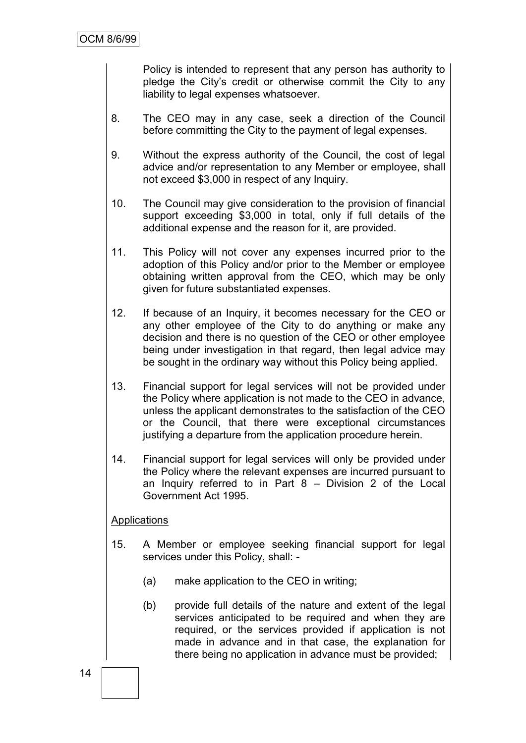Policy is intended to represent that any person has authority to pledge the City's credit or otherwise commit the City to any liability to legal expenses whatsoever.

8. The CEO may in any case, seek a direction of the Council before committing the City to the payment of legal expenses.

9. Without the express authority of the Council, the cost of legal advice and/or representation to any Member or employee, shall not exceed $3,000 in respect of any Inquiry.

10. The Council may give consideration to the provision of financial support exceeding $3,000 in total, only if full details of the additional expense and the reason for it, are provided.

11. This Policy will not cover any expenses incurred prior to the adoption of this Policy and/or prior to the Member or employee obtaining written approval from the CEO, which may be only given for future substantiated expenses.

12. If because of an Inquiry, it becomes necessary for the CEO or any other employee of the City to do anything or make any decision and there is no question of the CEO or other employee being under investigation in that regard, then legal advice may be sought in the ordinary way without this Policy being applied.

13. Financial support for legal services will not be provided under the Policy where application is not made to the CEO in advance, unless the applicant demonstrates to the satisfaction of the CEO or the Council, that there were exceptional circumstances justifying a departure from the application procedure herein.

14. Financial support for legal services will only be provided under the Policy where the relevant expenses are incurred pursuant to an Inquiry referred to in Part 8 – Division 2 of the Local Government Act 1995.

<u>Applications</u>

15. A Member or employee seeking financial support for legal services under this Policy, shall: -

    (a) make application to the CEO in writing;

    (b) provide full details of the nature and extent of the legal services anticipated to be required and when they are required, or the services provided if application is not made in advance and in that case, the explanation for there being no application in advance must be provided;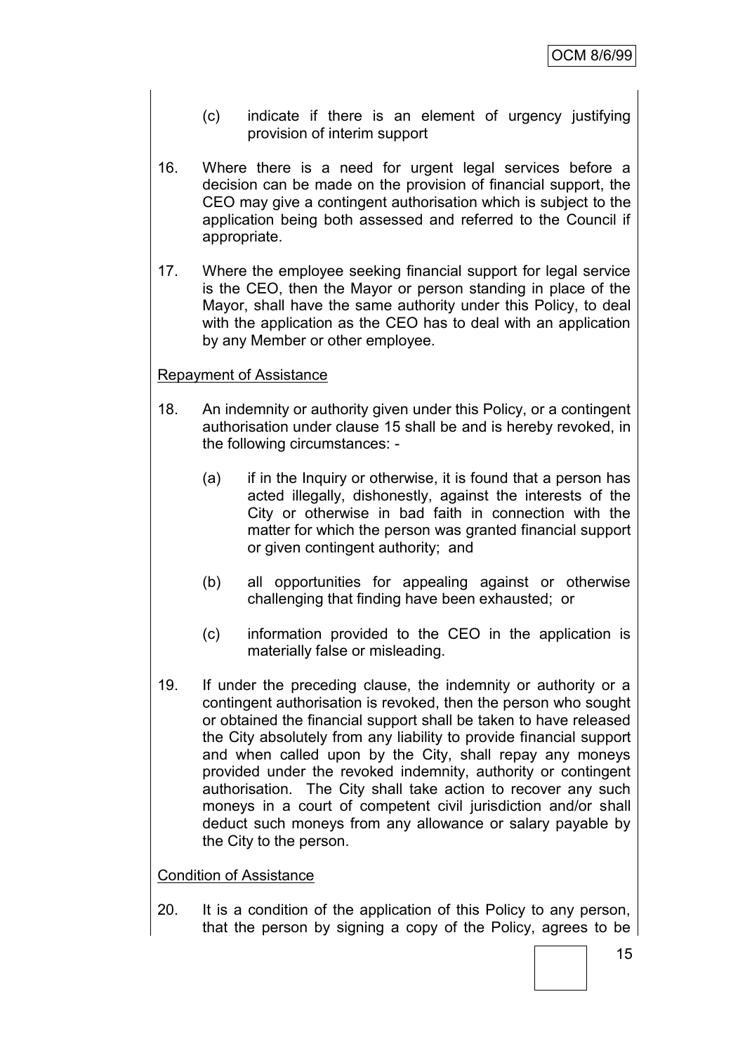(c) indicate if there is an element of urgency justifying provision of interim support

16. Where there is a need for urgent legal services before a decision can be made on the provision of financial support, the CEO may give a contingent authorisation which is subject to the application being both assessed and referred to the Council if appropriate.

17. Where the employee seeking financial support for legal service is the CEO, then the Mayor or person standing in place of the Mayor, shall have the same authority under this Policy, to deal with the application as the CEO has to deal with an application by any Member or other employee.

<u>Repayment of Assistance</u>

18. An indemnity or authority given under this Policy, or a contingent authorisation under clause 15 shall be and is hereby revoked, in the following circumstances: -

    (a) if in the Inquiry or otherwise, it is found that a person has acted illegally, dishonestly, against the interests of the City or otherwise in bad faith in connection with the matter for which the person was granted financial support or given contingent authority; and

    (b) all opportunities for appealing against or otherwise challenging that finding have been exhausted; or

    (c) information provided to the CEO in the application is materially false or misleading.

19. If under the preceding clause, the indemnity or authority or a contingent authorisation is revoked, then the person who sought or obtained the financial support shall be taken to have released the City absolutely from any liability to provide financial support and when called upon by the City, shall repay any moneys provided under the revoked indemnity, authority or contingent authorisation. The City shall take action to recover any such moneys in a court of competent civil jurisdiction and/or shall deduct such moneys from any allowance or salary payable by the City to the person.

<u>Condition of Assistance</u>

20. It is a condition of the application of this Policy to any person, that the person by signing a copy of the Policy, agrees to be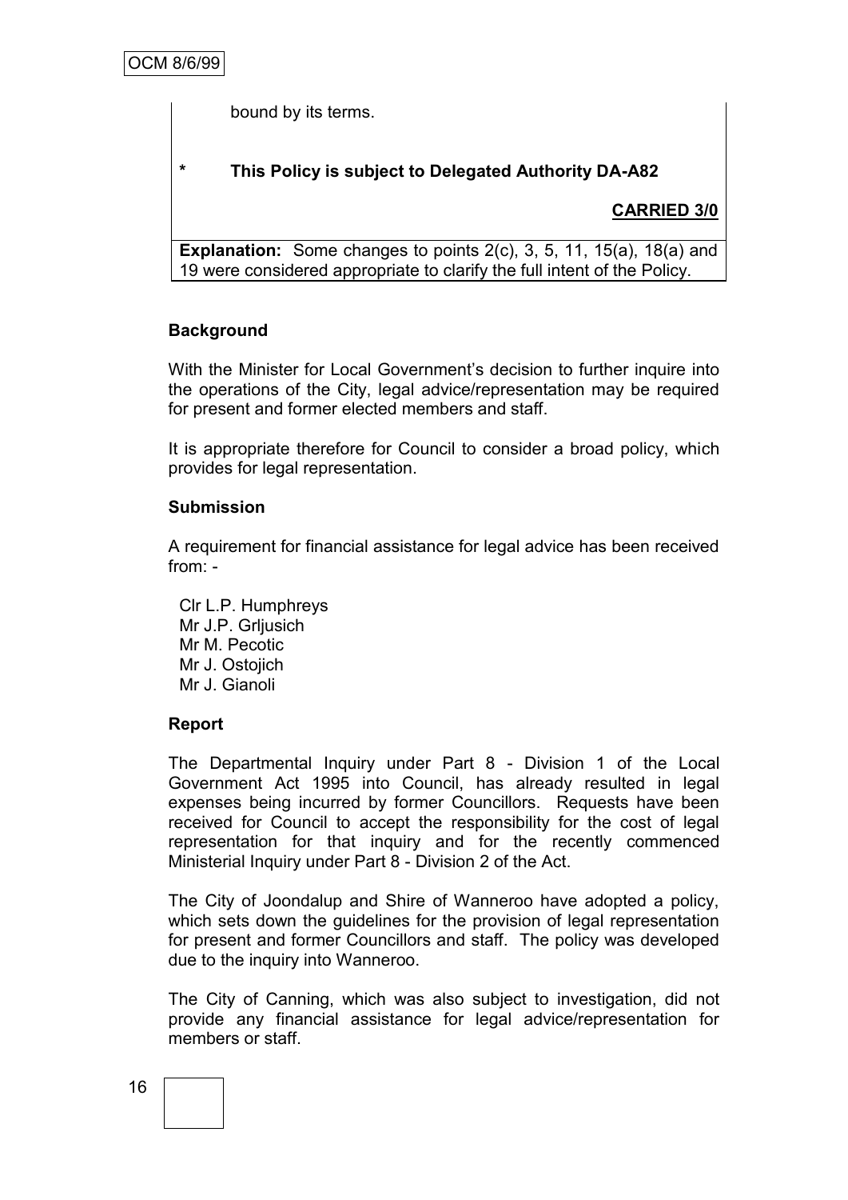bound by its terms.

\* **This Policy is subject to Delegated Authority DA-A82**

**CARRIED 3/0**

**Explanation:** Some changes to points 2(c), 3, 5, 11, 15(a), 18(a) and 19 were considered appropriate to clarify the full intent of the Policy.

**Background**

With the Minister for Local Government's decision to further inquire into the operations of the City, legal advice/representation may be required for present and former elected members and staff.

It is appropriate therefore for Council to consider a broad policy, which provides for legal representation.

**Submission**

A requirement for financial assistance for legal advice has been received from: -

Clr L.P. Humphreys
Mr J.P. Grljusich
Mr M. Pecotic
Mr J. Ostojich
Mr J. Gianoli

**Report**

The Departmental Inquiry under Part 8 - Division 1 of the Local Government Act 1995 into Council, has already resulted in legal expenses being incurred by former Councillors. Requests have been received for Council to accept the responsibility for the cost of legal representation for that inquiry and for the recently commenced Ministerial Inquiry under Part 8 - Division 2 of the Act.

The City of Joondalup and Shire of Wanneroo have adopted a policy, which sets down the guidelines for the provision of legal representation for present and former Councillors and staff. The policy was developed due to the inquiry into Wanneroo.

The City of Canning, which was also subject to investigation, did not provide any financial assistance for legal advice/representation for members or staff.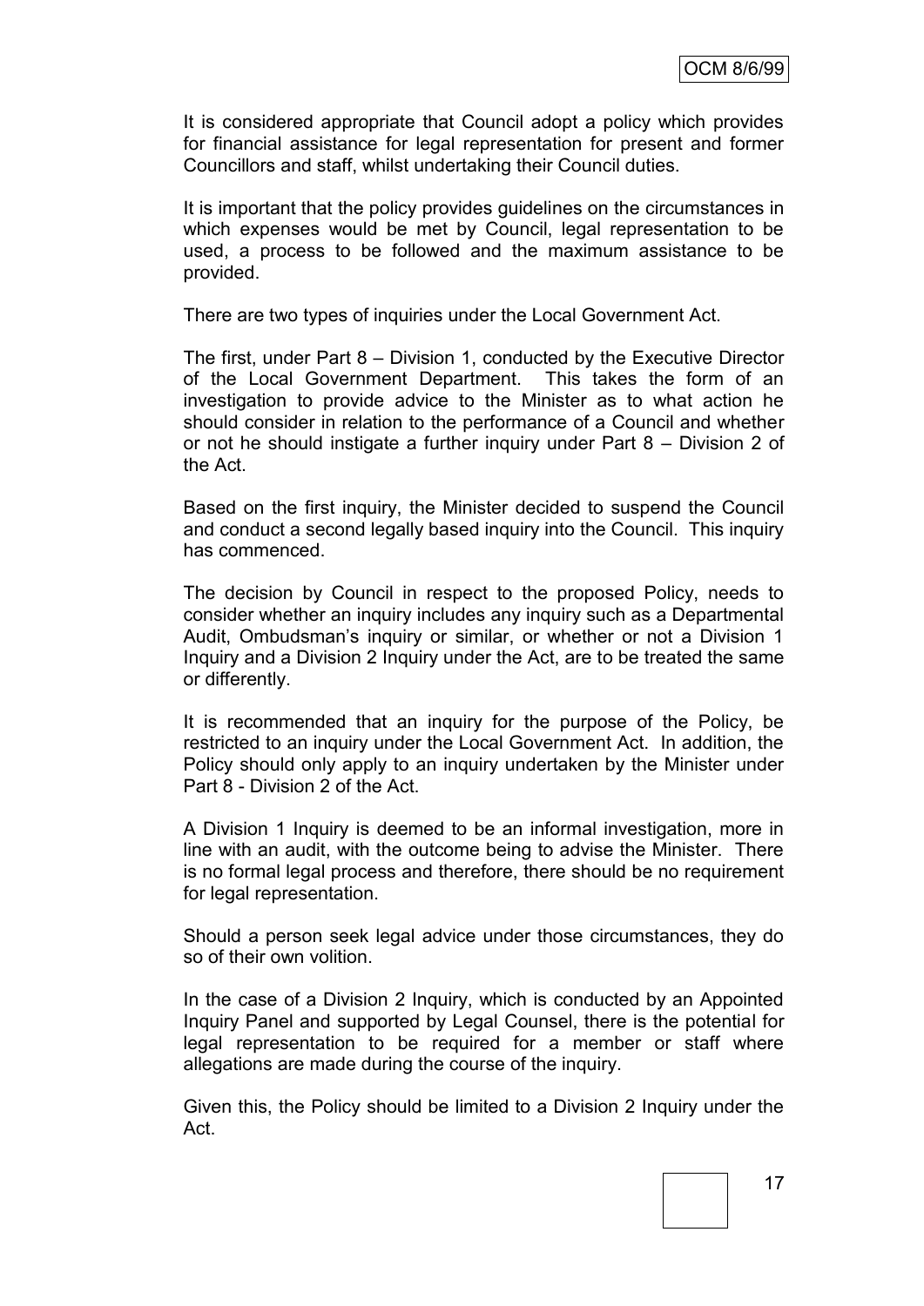It is considered appropriate that Council adopt a policy which provides for financial assistance for legal representation for present and former Councillors and staff, whilst undertaking their Council duties.

It is important that the policy provides guidelines on the circumstances in which expenses would be met by Council, legal representation to be used, a process to be followed and the maximum assistance to be provided.

There are two types of inquiries under the Local Government Act.

The first, under Part 8 – Division 1, conducted by the Executive Director of the Local Government Department. This takes the form of an investigation to provide advice to the Minister as to what action he should consider in relation to the performance of a Council and whether or not he should instigate a further inquiry under Part 8 – Division 2 of the Act.

Based on the first inquiry, the Minister decided to suspend the Council and conduct a second legally based inquiry into the Council. This inquiry has commenced.

The decision by Council in respect to the proposed Policy, needs to consider whether an inquiry includes any inquiry such as a Departmental Audit, Ombudsman's inquiry or similar, or whether or not a Division 1 Inquiry and a Division 2 Inquiry under the Act, are to be treated the same or differently.

It is recommended that an inquiry for the purpose of the Policy, be restricted to an inquiry under the Local Government Act. In addition, the Policy should only apply to an inquiry undertaken by the Minister under Part 8 - Division 2 of the Act.

A Division 1 Inquiry is deemed to be an informal investigation, more in line with an audit, with the outcome being to advise the Minister. There is no formal legal process and therefore, there should be no requirement for legal representation.

Should a person seek legal advice under those circumstances, they do so of their own volition.

In the case of a Division 2 Inquiry, which is conducted by an Appointed Inquiry Panel and supported by Legal Counsel, there is the potential for legal representation to be required for a member or staff where allegations are made during the course of the inquiry.

Given this, the Policy should be limited to a Division 2 Inquiry under the Act.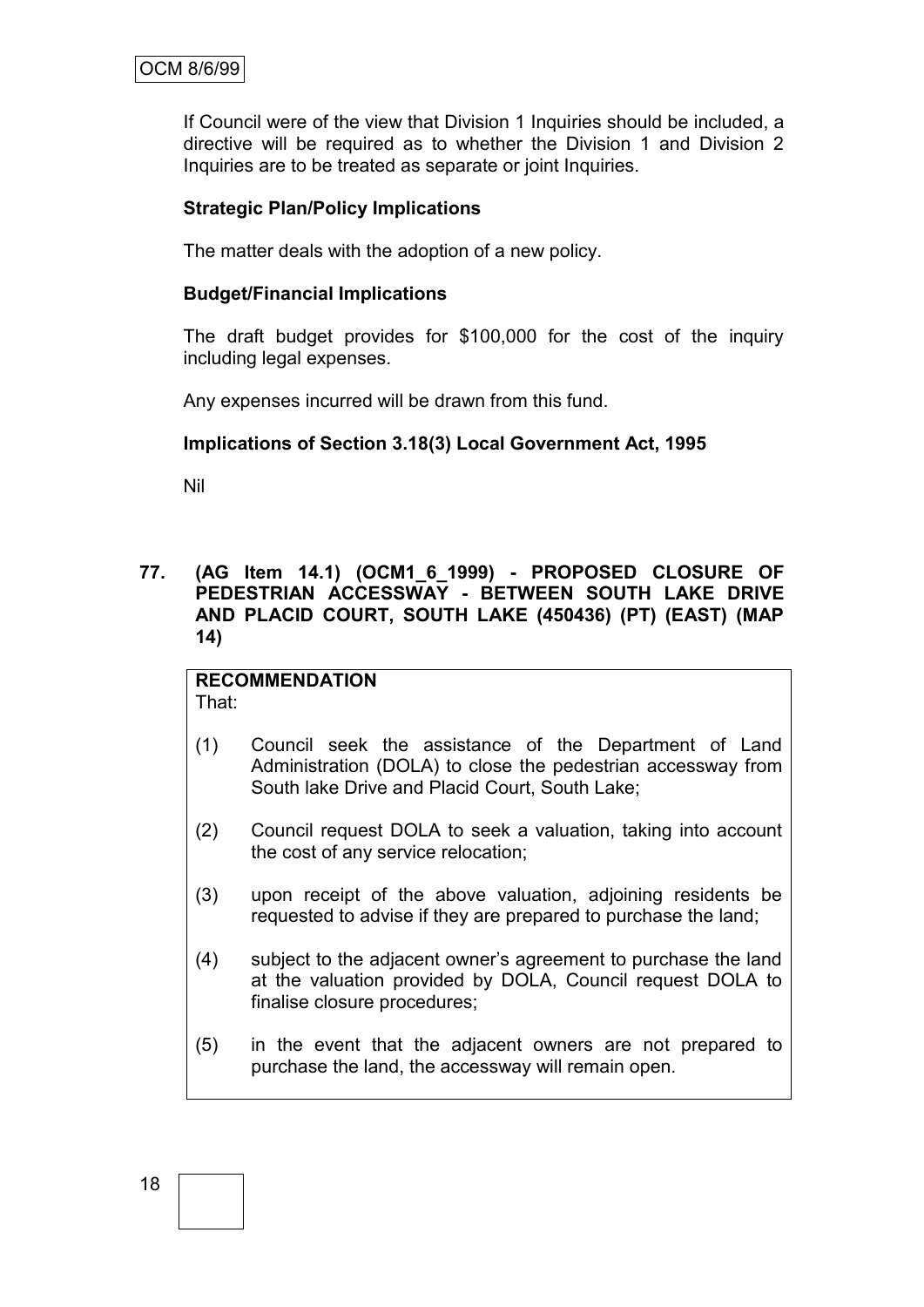If Council were of the view that Division 1 Inquiries should be included, a directive will be required as to whether the Division 1 and Division 2 Inquiries are to be treated as separate or joint Inquiries.

**Strategic Plan/Policy Implications**

The matter deals with the adoption of a new policy.

**Budget/Financial Implications**

The draft budget provides for $100,000 for the cost of the inquiry including legal expenses.

Any expenses incurred will be drawn from this fund.

**Implications of Section 3.18(3) Local Government Act, 1995**

Nil

**77. (AG Item 14.1) (OCM1_6_1999) - PROPOSED CLOSURE OF PEDESTRIAN ACCESSWAY - BETWEEN SOUTH LAKE DRIVE AND PLACID COURT, SOUTH LAKE (450436) (PT) (EAST) (MAP 14)**

**RECOMMENDATION**
That:

(1) Council seek the assistance of the Department of Land Administration (DOLA) to close the pedestrian accessway from South lake Drive and Placid Court, South Lake;

(2) Council request DOLA to seek a valuation, taking into account the cost of any service relocation;

(3) upon receipt of the above valuation, adjoining residents be requested to advise if they are prepared to purchase the land;

(4) subject to the adjacent owner's agreement to purchase the land at the valuation provided by DOLA, Council request DOLA to finalise closure procedures;

(5) in the event that the adjacent owners are not prepared to purchase the land, the accessway will remain open.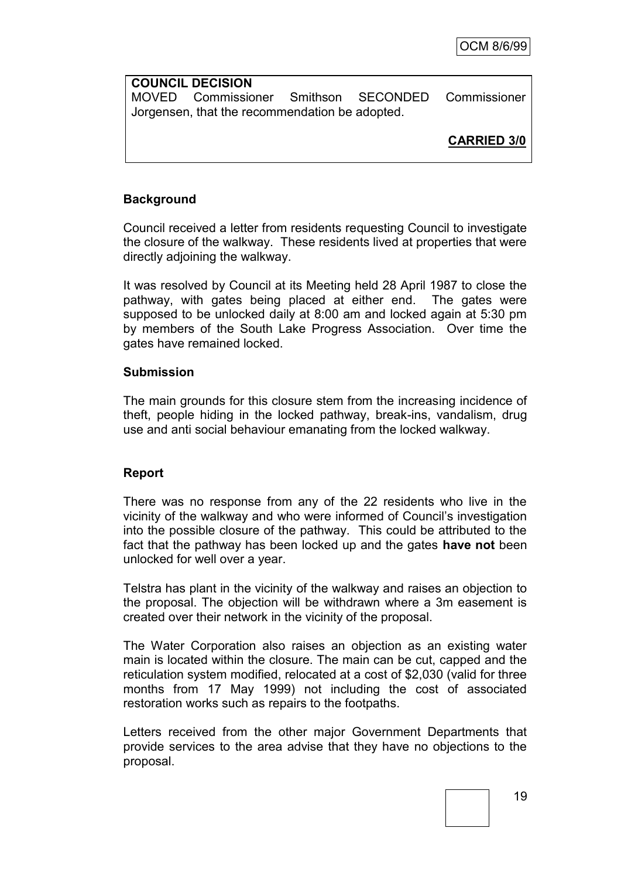**COUNCIL DECISION**
MOVED Commissioner Smithson SECONDED Commissioner Jorgensen, that the recommendation be adopted.

**CARRIED 3/0**

**Background**

Council received a letter from residents requesting Council to investigate the closure of the walkway. These residents lived at properties that were directly adjoining the walkway.

It was resolved by Council at its Meeting held 28 April 1987 to close the pathway, with gates being placed at either end. The gates were supposed to be unlocked daily at 8:00 am and locked again at 5:30 pm by members of the South Lake Progress Association. Over time the gates have remained locked.

**Submission**

The main grounds for this closure stem from the increasing incidence of theft, people hiding in the locked pathway, break-ins, vandalism, drug use and anti social behaviour emanating from the locked walkway.

**Report**

There was no response from any of the 22 residents who live in the vicinity of the walkway and who were informed of Council's investigation into the possible closure of the pathway. This could be attributed to the fact that the pathway has been locked up and the gates **have not** been unlocked for well over a year.

Telstra has plant in the vicinity of the walkway and raises an objection to the proposal. The objection will be withdrawn where a 3m easement is created over their network in the vicinity of the proposal.

The Water Corporation also raises an objection as an existing water main is located within the closure. The main can be cut, capped and the reticulation system modified, relocated at a cost of $2,030 (valid for three months from 17 May 1999) not including the cost of associated restoration works such as repairs to the footpaths.

Letters received from the other major Government Departments that provide services to the area advise that they have no objections to the proposal.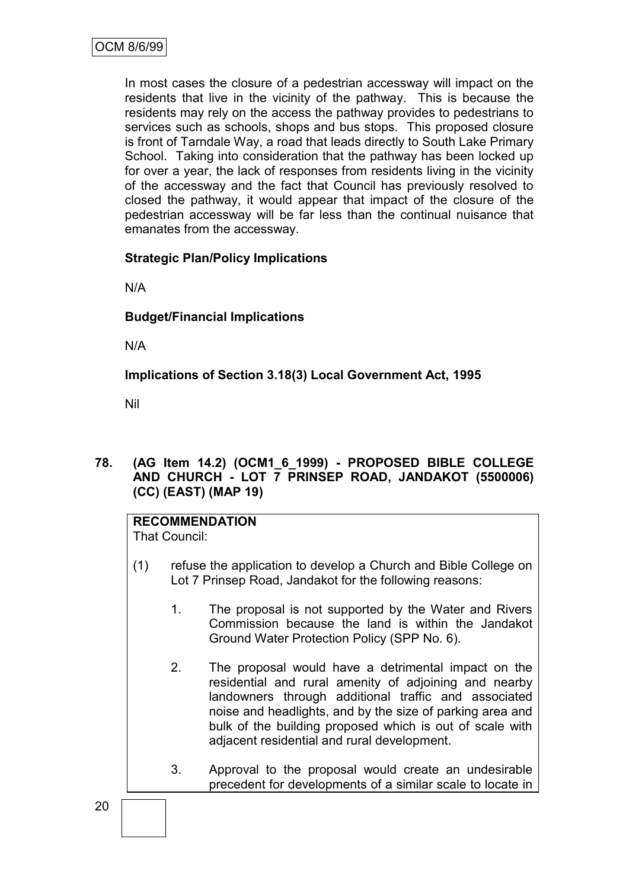In most cases the closure of a pedestrian accessway will impact on the residents that live in the vicinity of the pathway. This is because the residents may rely on the access the pathway provides to pedestrians to services such as schools, shops and bus stops. This proposed closure is front of Tarndale Way, a road that leads directly to South Lake Primary School. Taking into consideration that the pathway has been locked up for over a year, the lack of responses from residents living in the vicinity of the accessway and the fact that Council has previously resolved to closed the pathway, it would appear that impact of the closure of the pedestrian accessway will be far less than the continual nuisance that emanates from the accessway.

**Strategic Plan/Policy Implications**

N/A

**Budget/Financial Implications**

N/A

**Implications of Section 3.18(3) Local Government Act, 1995**

Nil

**78. (AG Item 14.2) (OCM1_6_1999) - PROPOSED BIBLE COLLEGE AND CHURCH - LOT 7 PRINSEP ROAD, JANDAKOT (5500006) (CC) (EAST) (MAP 19)**

**RECOMMENDATION**
That Council:

(1) refuse the application to develop a Church and Bible College on Lot 7 Prinsep Road, Jandakot for the following reasons:

1. The proposal is not supported by the Water and Rivers Commission because the land is within the Jandakot Ground Water Protection Policy (SPP No. 6).

2. The proposal would have a detrimental impact on the residential and rural amenity of adjoining and nearby landowners through additional traffic and associated noise and headlights, and by the size of parking area and bulk of the building proposed which is out of scale with adjacent residential and rural development.

3. Approval to the proposal would create an undesirable precedent for developments of a similar scale to locate in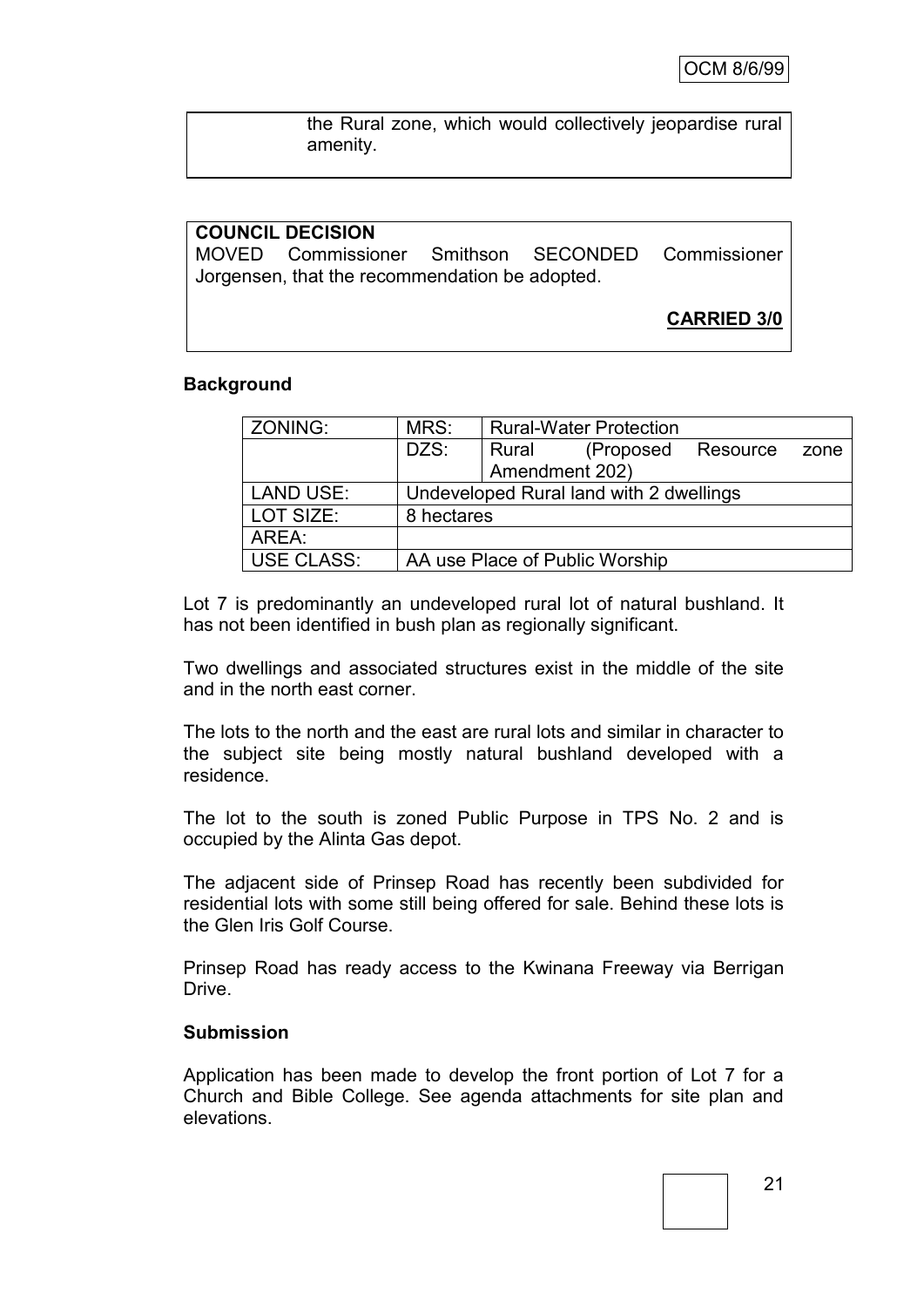the Rural zone, which would collectively jeopardise rural amenity.

**COUNCIL DECISION**
MOVED Commissioner Smithson SECONDED Commissioner Jorgensen, that the recommendation be adopted.

**CARRIED 3/0**

**Background**

| ZONING: | MRS: | Rural-Water Protection |
|---|---|---|
| | DZS: | Rural (Proposed Resource zone Amendment 202) |
| LAND USE: | Undeveloped Rural land with 2 dwellings | |
| LOT SIZE: | 8 hectares | |
| AREA: | | |
| USE CLASS: | AA use Place of Public Worship | |

Lot 7 is predominantly an undeveloped rural lot of natural bushland. It has not been identified in bush plan as regionally significant.

Two dwellings and associated structures exist in the middle of the site and in the north east corner.

The lots to the north and the east are rural lots and similar in character to the subject site being mostly natural bushland developed with a residence.

The lot to the south is zoned Public Purpose in TPS No. 2 and is occupied by the Alinta Gas depot.

The adjacent side of Prinsep Road has recently been subdivided for residential lots with some still being offered for sale. Behind these lots is the Glen Iris Golf Course.

Prinsep Road has ready access to the Kwinana Freeway via Berrigan Drive.

**Submission**

Application has been made to develop the front portion of Lot 7 for a Church and Bible College. See agenda attachments for site plan and elevations.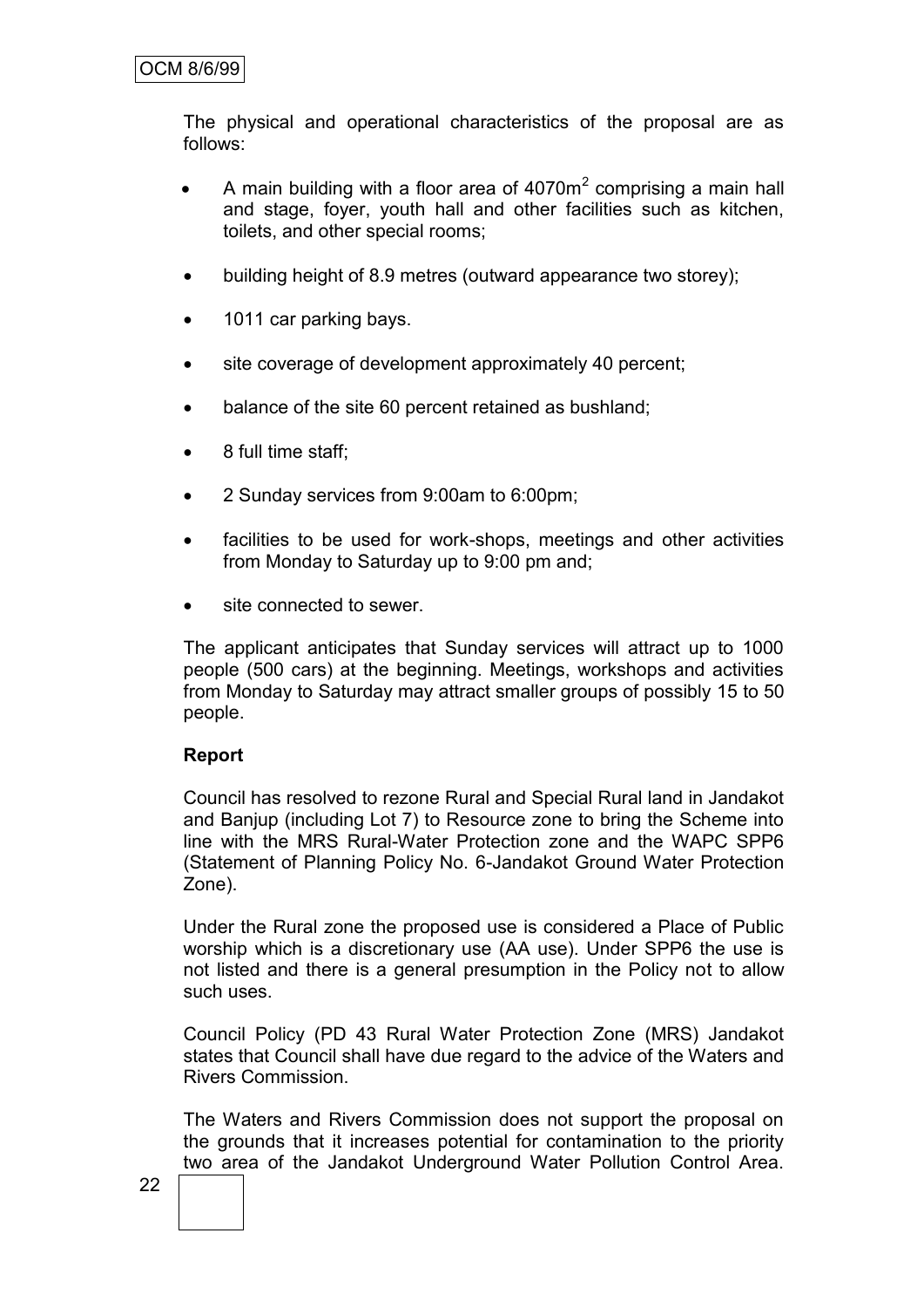The physical and operational characteristics of the proposal are as follows:

- A main building with a floor area of 4070m$^2$ comprising a main hall and stage, foyer, youth hall and other facilities such as kitchen, toilets, and other special rooms;
- building height of 8.9 metres (outward appearance two storey);
- 1011 car parking bays.
- site coverage of development approximately 40 percent;
- balance of the site 60 percent retained as bushland;
- 8 full time staff;
- 2 Sunday services from 9:00am to 6:00pm;
- facilities to be used for work-shops, meetings and other activities from Monday to Saturday up to 9:00 pm and;
- site connected to sewer.

The applicant anticipates that Sunday services will attract up to 1000 people (500 cars) at the beginning. Meetings, workshops and activities from Monday to Saturday may attract smaller groups of possibly 15 to 50 people.

**Report**

Council has resolved to rezone Rural and Special Rural land in Jandakot and Banjup (including Lot 7) to Resource zone to bring the Scheme into line with the MRS Rural-Water Protection zone and the WAPC SPP6 (Statement of Planning Policy No. 6-Jandakot Ground Water Protection Zone).

Under the Rural zone the proposed use is considered a Place of Public worship which is a discretionary use (AA use). Under SPP6 the use is not listed and there is a general presumption in the Policy not to allow such uses.

Council Policy (PD 43 Rural Water Protection Zone (MRS) Jandakot states that Council shall have due regard to the advice of the Waters and Rivers Commission.

The Waters and Rivers Commission does not support the proposal on the grounds that it increases potential for contamination to the priority two area of the Jandakot Underground Water Pollution Control Area.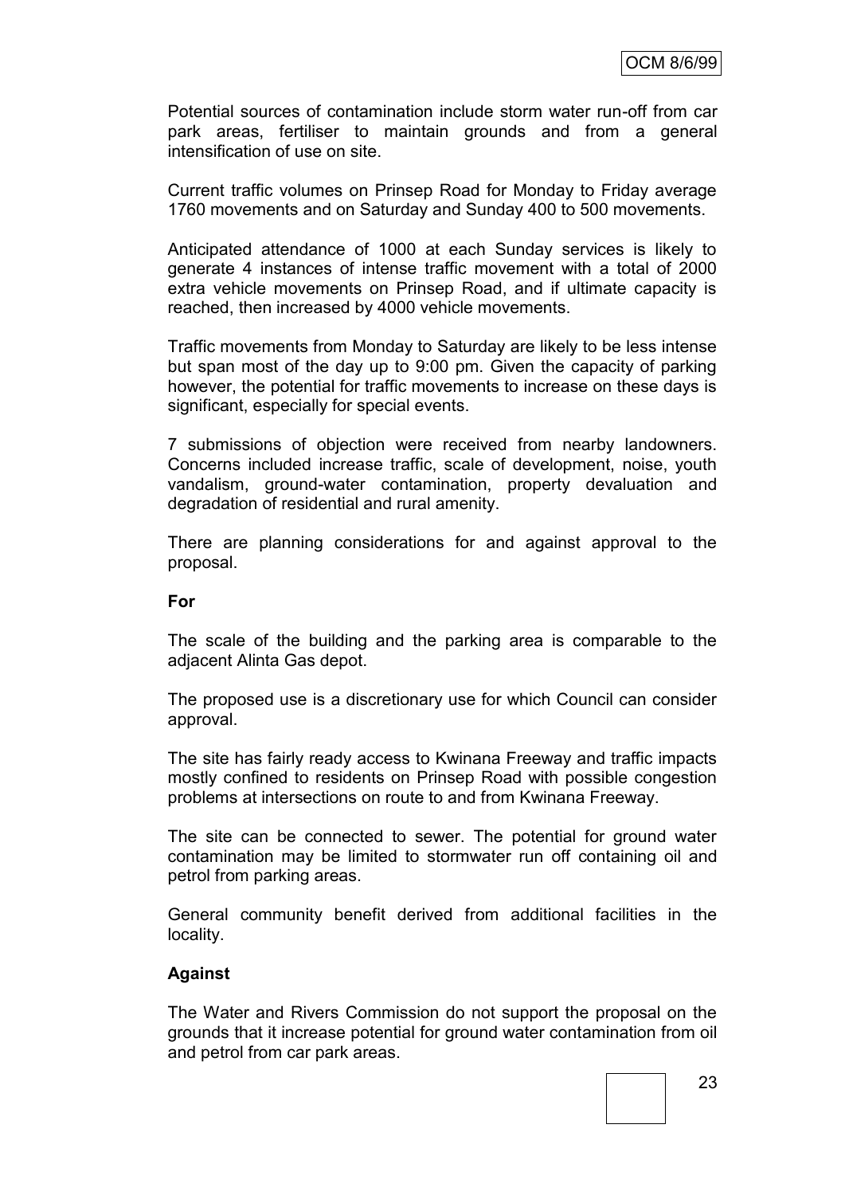Potential sources of contamination include storm water run-off from car park areas, fertiliser to maintain grounds and from a general intensification of use on site.

Current traffic volumes on Prinsep Road for Monday to Friday average 1760 movements and on Saturday and Sunday 400 to 500 movements.

Anticipated attendance of 1000 at each Sunday services is likely to generate 4 instances of intense traffic movement with a total of 2000 extra vehicle movements on Prinsep Road, and if ultimate capacity is reached, then increased by 4000 vehicle movements.

Traffic movements from Monday to Saturday are likely to be less intense but span most of the day up to 9:00 pm. Given the capacity of parking however, the potential for traffic movements to increase on these days is significant, especially for special events.

7 submissions of objection were received from nearby landowners. Concerns included increase traffic, scale of development, noise, youth vandalism, ground-water contamination, property devaluation and degradation of residential and rural amenity.

There are planning considerations for and against approval to the proposal.

**For**

The scale of the building and the parking area is comparable to the adjacent Alinta Gas depot.

The proposed use is a discretionary use for which Council can consider approval.

The site has fairly ready access to Kwinana Freeway and traffic impacts mostly confined to residents on Prinsep Road with possible congestion problems at intersections on route to and from Kwinana Freeway.

The site can be connected to sewer. The potential for ground water contamination may be limited to stormwater run off containing oil and petrol from parking areas.

General community benefit derived from additional facilities in the locality.

**Against**

The Water and Rivers Commission do not support the proposal on the grounds that it increase potential for ground water contamination from oil and petrol from car park areas.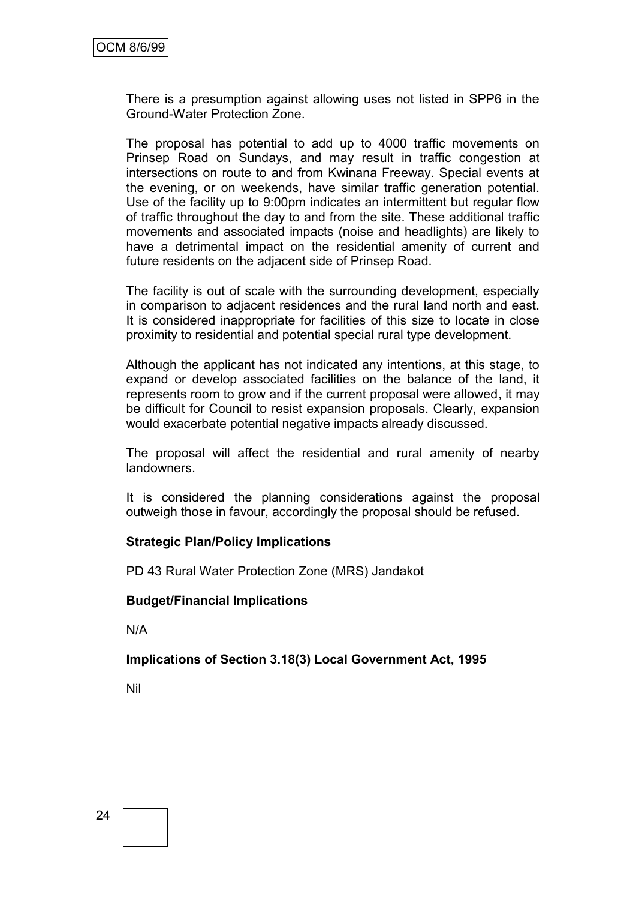There is a presumption against allowing uses not listed in SPP6 in the Ground-Water Protection Zone.

The proposal has potential to add up to 4000 traffic movements on Prinsep Road on Sundays, and may result in traffic congestion at intersections on route to and from Kwinana Freeway. Special events at the evening, or on weekends, have similar traffic generation potential. Use of the facility up to 9:00pm indicates an intermittent but regular flow of traffic throughout the day to and from the site. These additional traffic movements and associated impacts (noise and headlights) are likely to have a detrimental impact on the residential amenity of current and future residents on the adjacent side of Prinsep Road.

The facility is out of scale with the surrounding development, especially in comparison to adjacent residences and the rural land north and east. It is considered inappropriate for facilities of this size to locate in close proximity to residential and potential special rural type development.

Although the applicant has not indicated any intentions, at this stage, to expand or develop associated facilities on the balance of the land, it represents room to grow and if the current proposal were allowed, it may be difficult for Council to resist expansion proposals. Clearly, expansion would exacerbate potential negative impacts already discussed.

The proposal will affect the residential and rural amenity of nearby landowners.

It is considered the planning considerations against the proposal outweigh those in favour, accordingly the proposal should be refused.

**Strategic Plan/Policy Implications**

PD 43 Rural Water Protection Zone (MRS) Jandakot

**Budget/Financial Implications**

N/A

**Implications of Section 3.18(3) Local Government Act, 1995**

Nil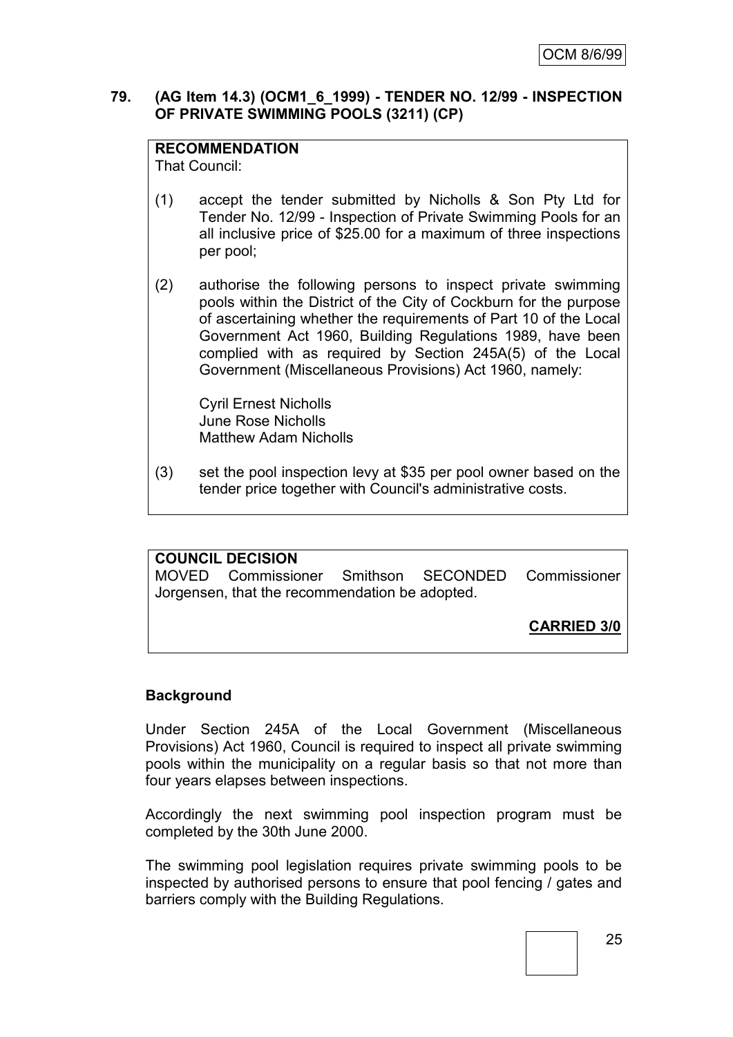## 79. (AG Item 14.3) (OCM1_6_1999) - TENDER NO. 12/99 - INSPECTION OF PRIVATE SWIMMING POOLS (3211) (CP)

**RECOMMENDATION**
That Council:

(1) accept the tender submitted by Nicholls & Son Pty Ltd for Tender No. 12/99 - Inspection of Private Swimming Pools for an all inclusive price of $25.00 for a maximum of three inspections per pool;

(2) authorise the following persons to inspect private swimming pools within the District of the City of Cockburn for the purpose of ascertaining whether the requirements of Part 10 of the Local Government Act 1960, Building Regulations 1989, have been complied with as required by Section 245A(5) of the Local Government (Miscellaneous Provisions) Act 1960, namely:

Cyril Ernest Nicholls
June Rose Nicholls
Matthew Adam Nicholls

(3) set the pool inspection levy at $35 per pool owner based on the tender price together with Council's administrative costs.

**COUNCIL DECISION**
MOVED Commissioner Smithson SECONDED Commissioner Jorgensen, that the recommendation be adopted.

**CARRIED 3/0**

### Background

Under Section 245A of the Local Government (Miscellaneous Provisions) Act 1960, Council is required to inspect all private swimming pools within the municipality on a regular basis so that not more than four years elapses between inspections.

Accordingly the next swimming pool inspection program must be completed by the 30th June 2000.

The swimming pool legislation requires private swimming pools to be inspected by authorised persons to ensure that pool fencing / gates and barriers comply with the Building Regulations.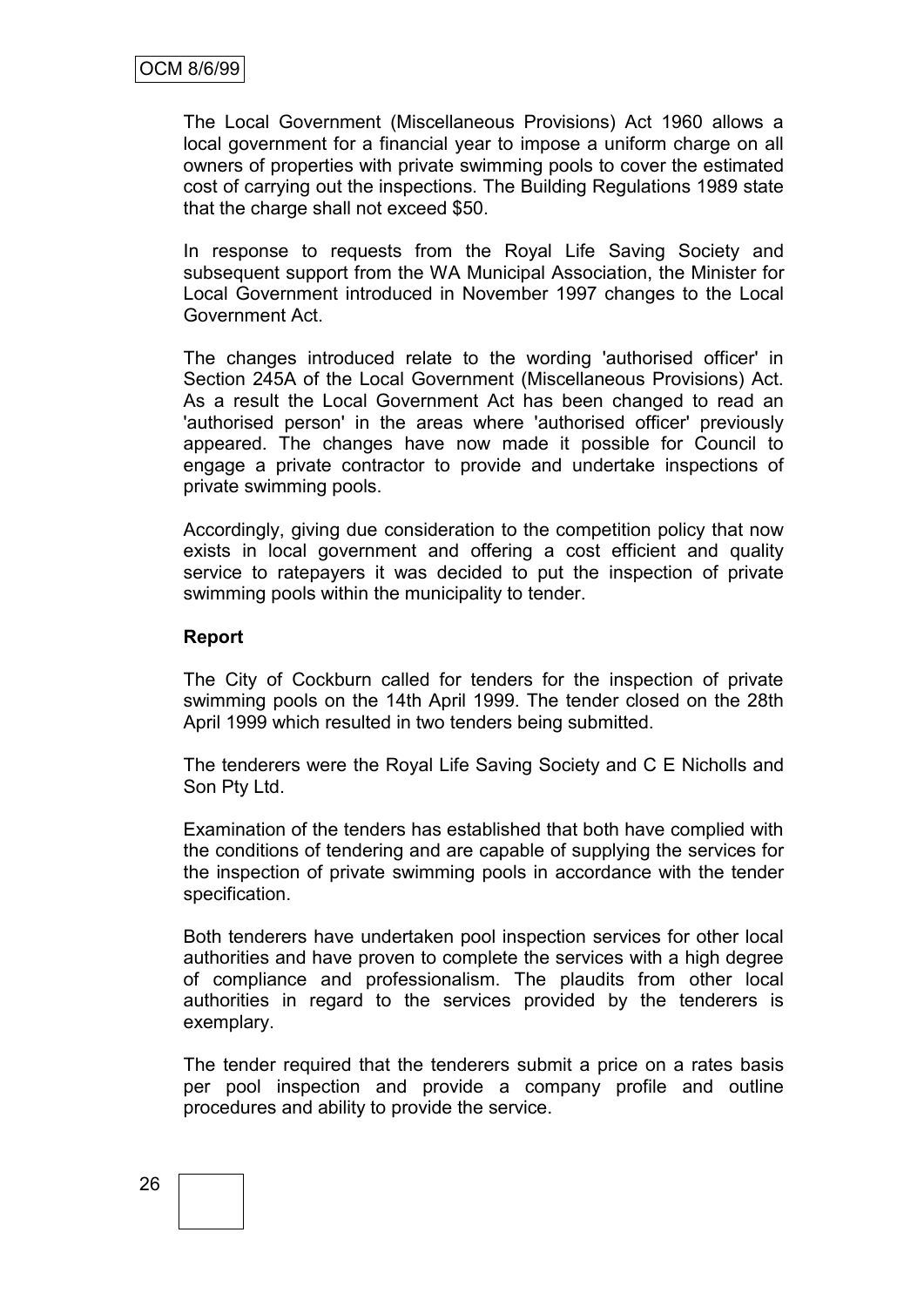The Local Government (Miscellaneous Provisions) Act 1960 allows a local government for a financial year to impose a uniform charge on all owners of properties with private swimming pools to cover the estimated cost of carrying out the inspections. The Building Regulations 1989 state that the charge shall not exceed $50.

In response to requests from the Royal Life Saving Society and subsequent support from the WA Municipal Association, the Minister for Local Government introduced in November 1997 changes to the Local Government Act.

The changes introduced relate to the wording 'authorised officer' in Section 245A of the Local Government (Miscellaneous Provisions) Act. As a result the Local Government Act has been changed to read an 'authorised person' in the areas where 'authorised officer' previously appeared. The changes have now made it possible for Council to engage a private contractor to provide and undertake inspections of private swimming pools.

Accordingly, giving due consideration to the competition policy that now exists in local government and offering a cost efficient and quality service to ratepayers it was decided to put the inspection of private swimming pools within the municipality to tender.

**Report**

The City of Cockburn called for tenders for the inspection of private swimming pools on the 14th April 1999. The tender closed on the 28th April 1999 which resulted in two tenders being submitted.

The tenderers were the Royal Life Saving Society and C E Nicholls and Son Pty Ltd.

Examination of the tenders has established that both have complied with the conditions of tendering and are capable of supplying the services for the inspection of private swimming pools in accordance with the tender specification.

Both tenderers have undertaken pool inspection services for other local authorities and have proven to complete the services with a high degree of compliance and professionalism. The plaudits from other local authorities in regard to the services provided by the tenderers is exemplary.

The tender required that the tenderers submit a price on a rates basis per pool inspection and provide a company profile and outline procedures and ability to provide the service.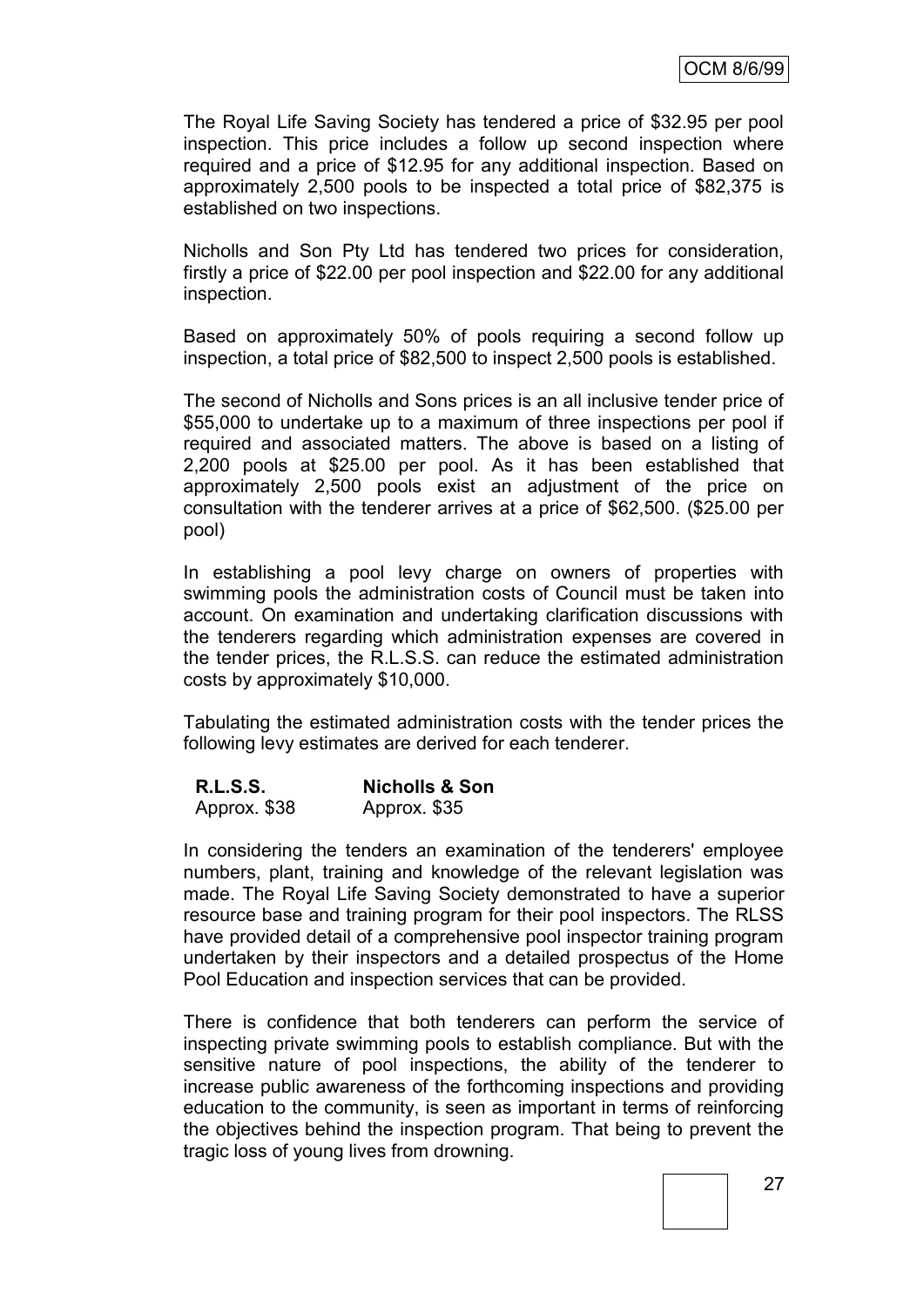The Royal Life Saving Society has tendered a price of $32.95 per pool inspection. This price includes a follow up second inspection where required and a price of $12.95 for any additional inspection. Based on approximately 2,500 pools to be inspected a total price of $82,375 is established on two inspections.

Nicholls and Son Pty Ltd has tendered two prices for consideration, firstly a price of $22.00 per pool inspection and $22.00 for any additional inspection.

Based on approximately 50% of pools requiring a second follow up inspection, a total price of $82,500 to inspect 2,500 pools is established.

The second of Nicholls and Sons prices is an all inclusive tender price of $55,000 to undertake up to a maximum of three inspections per pool if required and associated matters. The above is based on a listing of 2,200 pools at $25.00 per pool. As it has been established that approximately 2,500 pools exist an adjustment of the price on consultation with the tenderer arrives at a price of $62,500. ($25.00 per pool)

In establishing a pool levy charge on owners of properties with swimming pools the administration costs of Council must be taken into account. On examination and undertaking clarification discussions with the tenderers regarding which administration expenses are covered in the tender prices, the R.L.S.S. can reduce the estimated administration costs by approximately $10,000.

Tabulating the estimated administration costs with the tender prices the following levy estimates are derived for each tenderer.

| **R.L.S.S.** | **Nicholls & Son** |
|---|---|
| Approx. $38 | Approx. $35 |

In considering the tenders an examination of the tenderers' employee numbers, plant, training and knowledge of the relevant legislation was made. The Royal Life Saving Society demonstrated to have a superior resource base and training program for their pool inspectors. The RLSS have provided detail of a comprehensive pool inspector training program undertaken by their inspectors and a detailed prospectus of the Home Pool Education and inspection services that can be provided.

There is confidence that both tenderers can perform the service of inspecting private swimming pools to establish compliance. But with the sensitive nature of pool inspections, the ability of the tenderer to increase public awareness of the forthcoming inspections and providing education to the community, is seen as important in terms of reinforcing the objectives behind the inspection program. That being to prevent the tragic loss of young lives from drowning.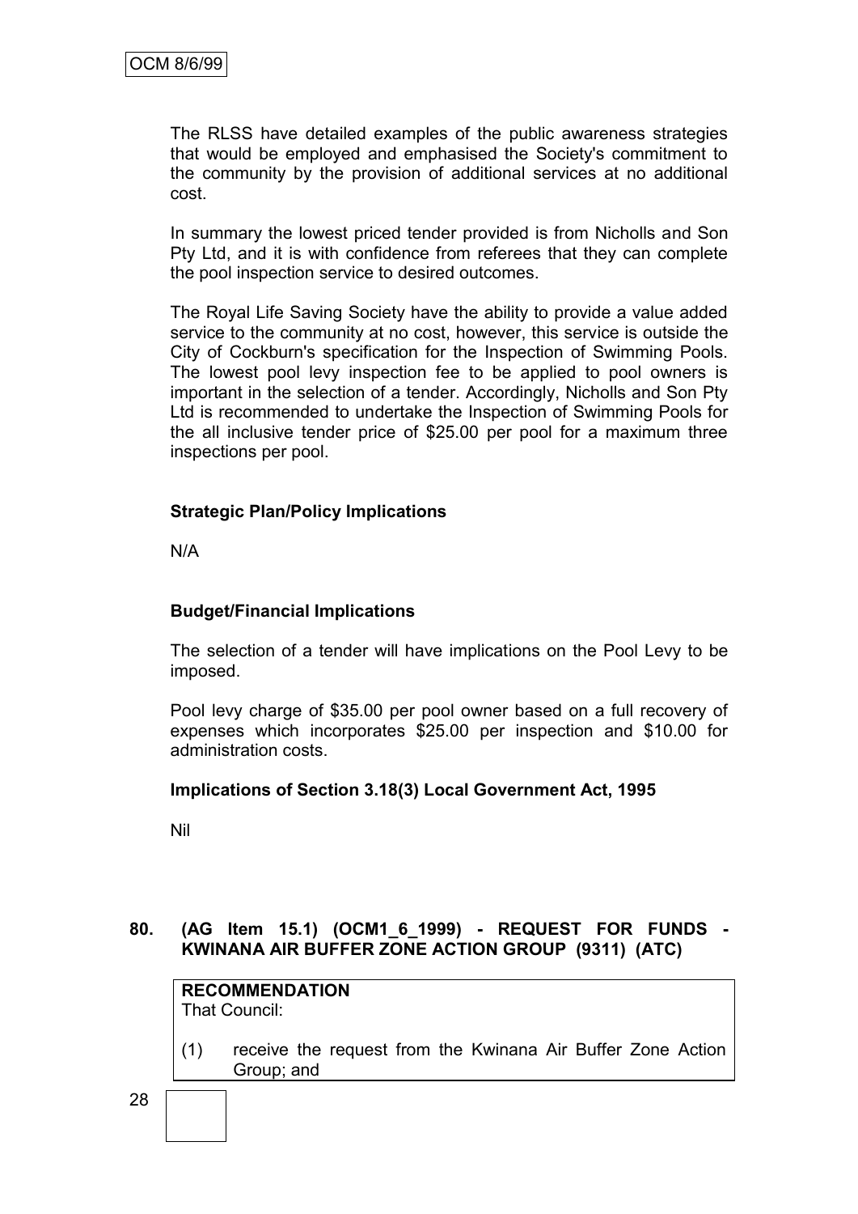The RLSS have detailed examples of the public awareness strategies that would be employed and emphasised the Society's commitment to the community by the provision of additional services at no additional cost.

In summary the lowest priced tender provided is from Nicholls and Son Pty Ltd, and it is with confidence from referees that they can complete the pool inspection service to desired outcomes.

The Royal Life Saving Society have the ability to provide a value added service to the community at no cost, however, this service is outside the City of Cockburn's specification for the Inspection of Swimming Pools. The lowest pool levy inspection fee to be applied to pool owners is important in the selection of a tender. Accordingly, Nicholls and Son Pty Ltd is recommended to undertake the Inspection of Swimming Pools for the all inclusive tender price of $25.00 per pool for a maximum three inspections per pool.

**Strategic Plan/Policy Implications**

N/A

**Budget/Financial Implications**

The selection of a tender will have implications on the Pool Levy to be imposed.

Pool levy charge of $35.00 per pool owner based on a full recovery of expenses which incorporates $25.00 per inspection and $10.00 for administration costs.

**Implications of Section 3.18(3) Local Government Act, 1995**

Nil

## 80. (AG Item 15.1) (OCM1_6_1999) - REQUEST FOR FUNDS - KWINANA AIR BUFFER ZONE ACTION GROUP (9311) (ATC)

**RECOMMENDATION**

That Council:

(1) receive the request from the Kwinana Air Buffer Zone Action Group; and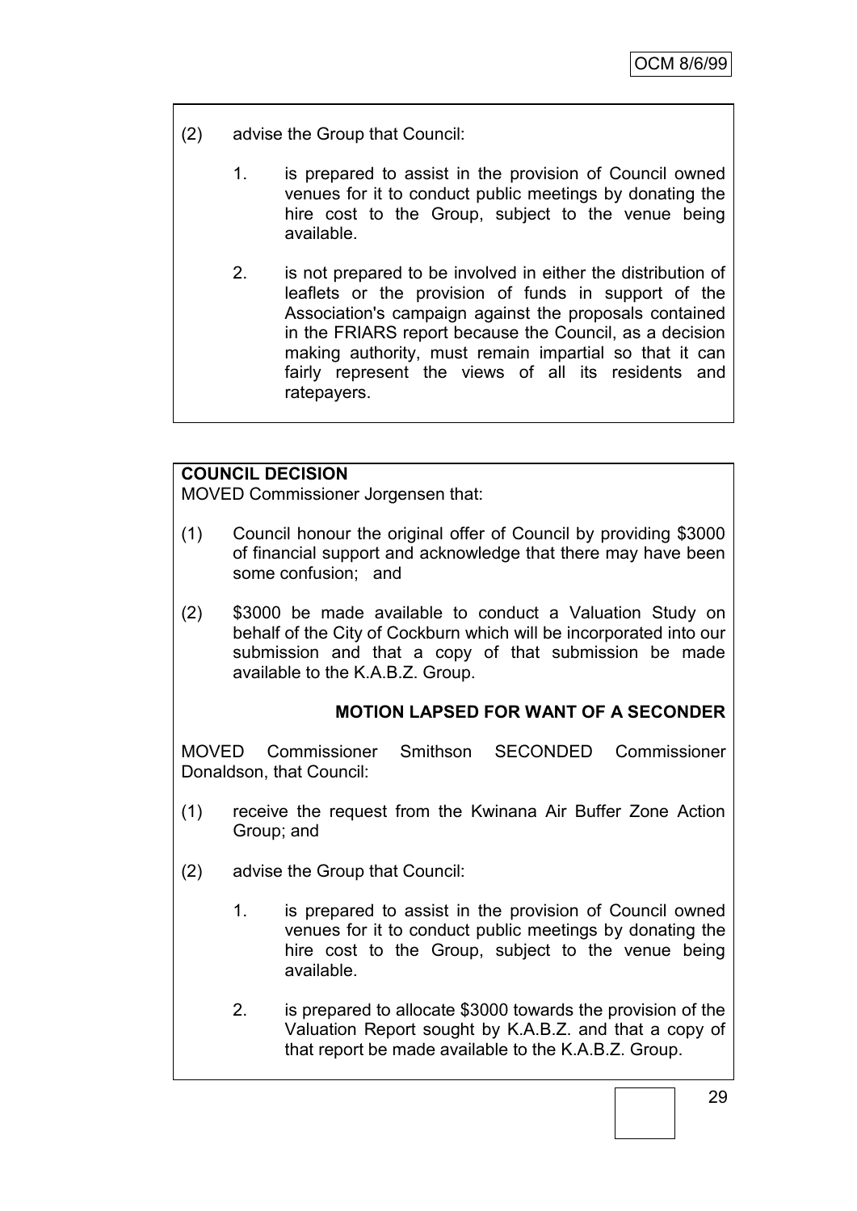(2) advise the Group that Council:

   1. is prepared to assist in the provision of Council owned venues for it to conduct public meetings by donating the hire cost to the Group, subject to the venue being available.

   2. is not prepared to be involved in either the distribution of leaflets or the provision of funds in support of the Association's campaign against the proposals contained in the FRIARS report because the Council, as a decision making authority, must remain impartial so that it can fairly represent the views of all its residents and ratepayers.

**COUNCIL DECISION**

MOVED Commissioner Jorgensen that:

(1) Council honour the original offer of Council by providing $3000 of financial support and acknowledge that there may have been some confusion; and

(2) $3000 be made available to conduct a Valuation Study on behalf of the City of Cockburn which will be incorporated into our submission and that a copy of that submission be made available to the K.A.B.Z. Group.

**MOTION LAPSED FOR WANT OF A SECONDER**

MOVED Commissioner Smithson SECONDED Commissioner Donaldson, that Council:

(1) receive the request from the Kwinana Air Buffer Zone Action Group; and

(2) advise the Group that Council:

   1. is prepared to assist in the provision of Council owned venues for it to conduct public meetings by donating the hire cost to the Group, subject to the venue being available.

   2. is prepared to allocate $3000 towards the provision of the Valuation Report sought by K.A.B.Z. and that a copy of that report be made available to the K.A.B.Z. Group.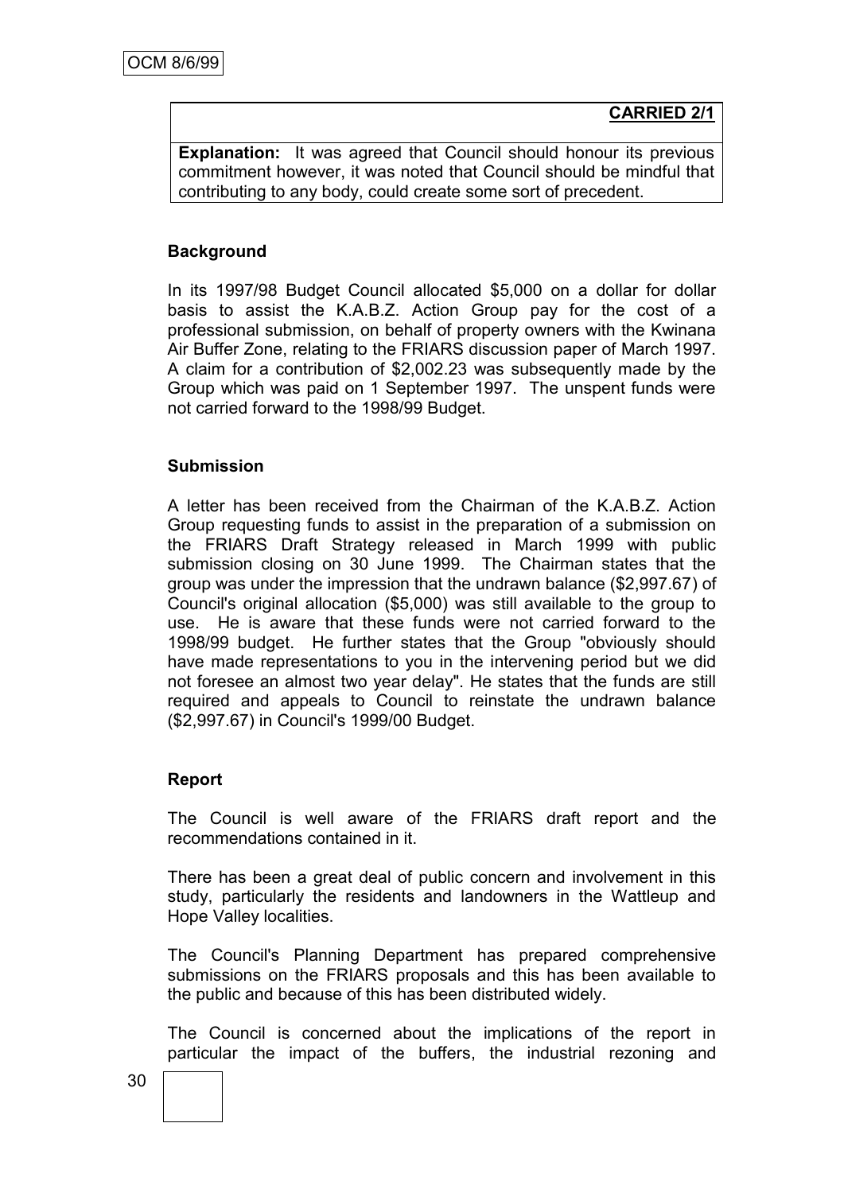**CARRIED 2/1**

**Explanation:** It was agreed that Council should honour its previous commitment however, it was noted that Council should be mindful that contributing to any body, could create some sort of precedent.

**Background**

In its 1997/98 Budget Council allocated $5,000 on a dollar for dollar basis to assist the K.A.B.Z. Action Group pay for the cost of a professional submission, on behalf of property owners with the Kwinana Air Buffer Zone, relating to the FRIARS discussion paper of March 1997. A claim for a contribution of $2,002.23 was subsequently made by the Group which was paid on 1 September 1997. The unspent funds were not carried forward to the 1998/99 Budget.

**Submission**

A letter has been received from the Chairman of the K.A.B.Z. Action Group requesting funds to assist in the preparation of a submission on the FRIARS Draft Strategy released in March 1999 with public submission closing on 30 June 1999. The Chairman states that the group was under the impression that the undrawn balance ($2,997.67) of Council's original allocation ($5,000) was still available to the group to use. He is aware that these funds were not carried forward to the 1998/99 budget. He further states that the Group "obviously should have made representations to you in the intervening period but we did not foresee an almost two year delay". He states that the funds are still required and appeals to Council to reinstate the undrawn balance ($2,997.67) in Council's 1999/00 Budget.

**Report**

The Council is well aware of the FRIARS draft report and the recommendations contained in it.

There has been a great deal of public concern and involvement in this study, particularly the residents and landowners in the Wattleup and Hope Valley localities.

The Council's Planning Department has prepared comprehensive submissions on the FRIARS proposals and this has been available to the public and because of this has been distributed widely.

The Council is concerned about the implications of the report in particular the impact of the buffers, the industrial rezoning and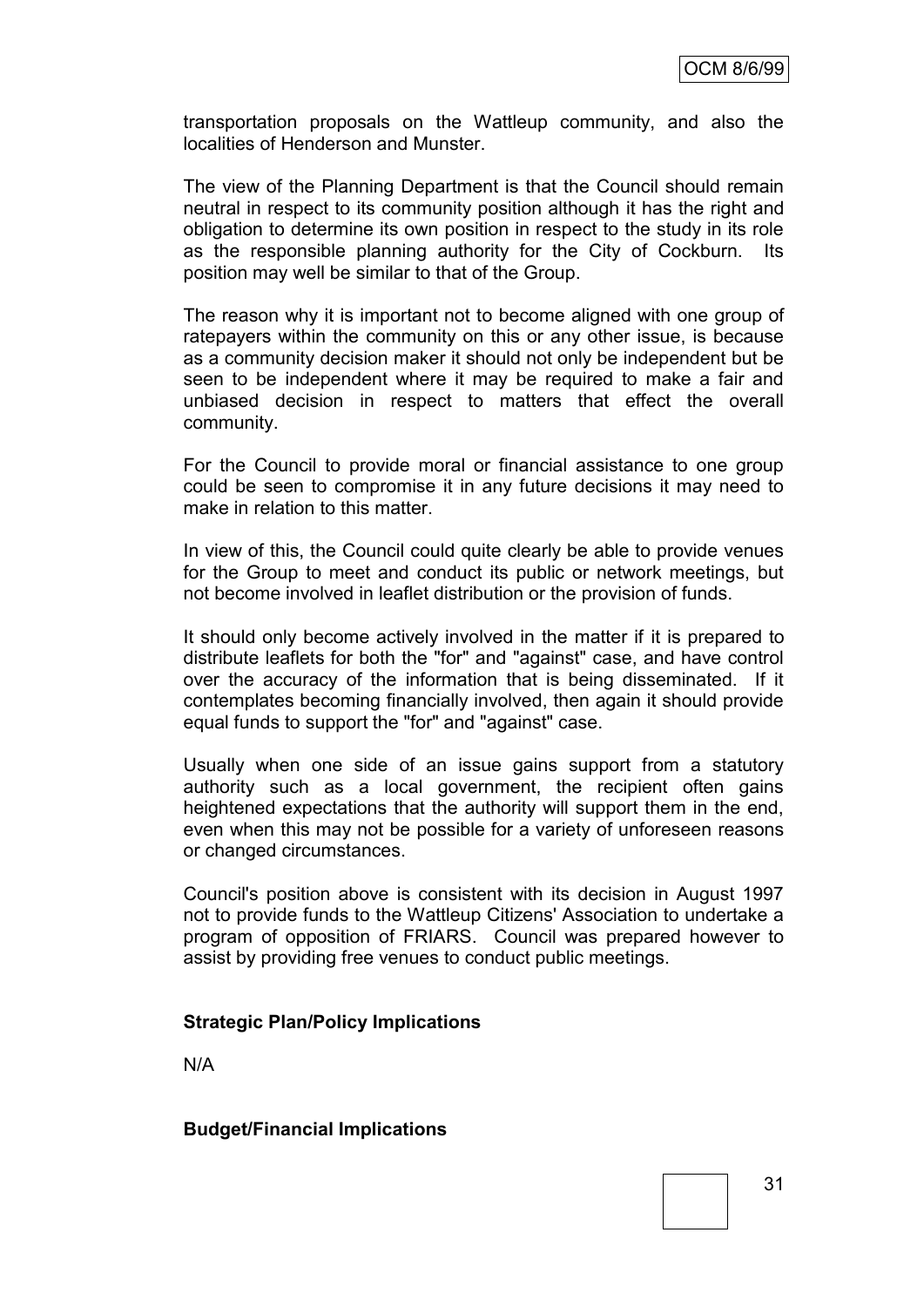transportation proposals on the Wattleup community, and also the localities of Henderson and Munster.

The view of the Planning Department is that the Council should remain neutral in respect to its community position although it has the right and obligation to determine its own position in respect to the study in its role as the responsible planning authority for the City of Cockburn. Its position may well be similar to that of the Group.

The reason why it is important not to become aligned with one group of ratepayers within the community on this or any other issue, is because as a community decision maker it should not only be independent but be seen to be independent where it may be required to make a fair and unbiased decision in respect to matters that effect the overall community.

For the Council to provide moral or financial assistance to one group could be seen to compromise it in any future decisions it may need to make in relation to this matter.

In view of this, the Council could quite clearly be able to provide venues for the Group to meet and conduct its public or network meetings, but not become involved in leaflet distribution or the provision of funds.

It should only become actively involved in the matter if it is prepared to distribute leaflets for both the "for" and "against" case, and have control over the accuracy of the information that is being disseminated. If it contemplates becoming financially involved, then again it should provide equal funds to support the "for" and "against" case.

Usually when one side of an issue gains support from a statutory authority such as a local government, the recipient often gains heightened expectations that the authority will support them in the end, even when this may not be possible for a variety of unforeseen reasons or changed circumstances.

Council's position above is consistent with its decision in August 1997 not to provide funds to the Wattleup Citizens' Association to undertake a program of opposition of FRIARS. Council was prepared however to assist by providing free venues to conduct public meetings.

**Strategic Plan/Policy Implications**

N/A

**Budget/Financial Implications**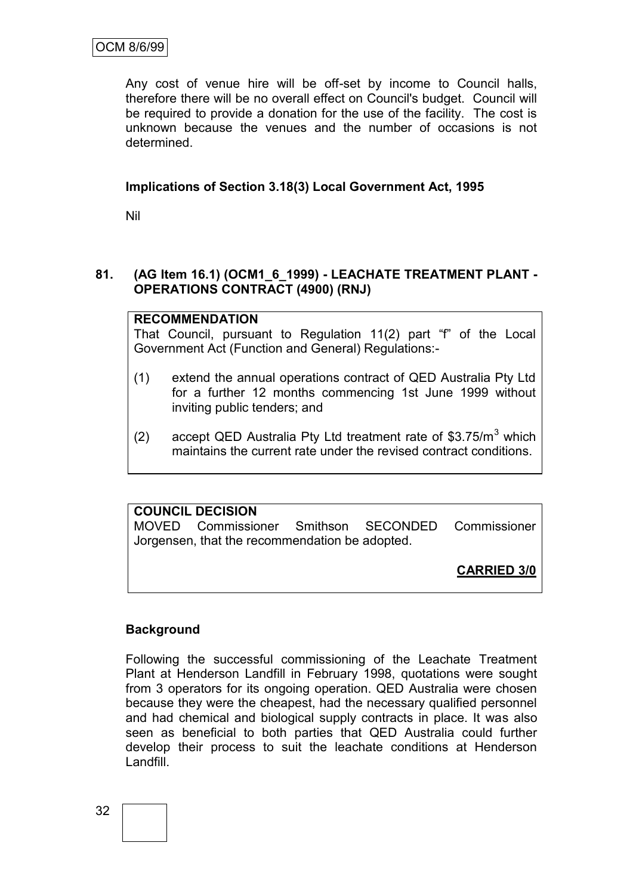Any cost of venue hire will be off-set by income to Council halls, therefore there will be no overall effect on Council's budget. Council will be required to provide a donation for the use of the facility. The cost is unknown because the venues and the number of occasions is not determined.

**Implications of Section 3.18(3) Local Government Act, 1995**

Nil

## 81. (AG Item 16.1) (OCM1_6_1999) - LEACHATE TREATMENT PLANT - OPERATIONS CONTRACT (4900) (RNJ)

**RECOMMENDATION**

That Council, pursuant to Regulation 11(2) part "f" of the Local Government Act (Function and General) Regulations:-

(1) extend the annual operations contract of QED Australia Pty Ltd for a further 12 months commencing 1st June 1999 without inviting public tenders; and

(2) accept QED Australia Pty Ltd treatment rate of $\$3.75/m^3$ which maintains the current rate under the revised contract conditions.

**COUNCIL DECISION**

MOVED Commissioner Smithson SECONDED Commissioner Jorgensen, that the recommendation be adopted.

**CARRIED 3/0**

**Background**

Following the successful commissioning of the Leachate Treatment Plant at Henderson Landfill in February 1998, quotations were sought from 3 operators for its ongoing operation. QED Australia were chosen because they were the cheapest, had the necessary qualified personnel and had chemical and biological supply contracts in place. It was also seen as beneficial to both parties that QED Australia could further develop their process to suit the leachate conditions at Henderson Landfill.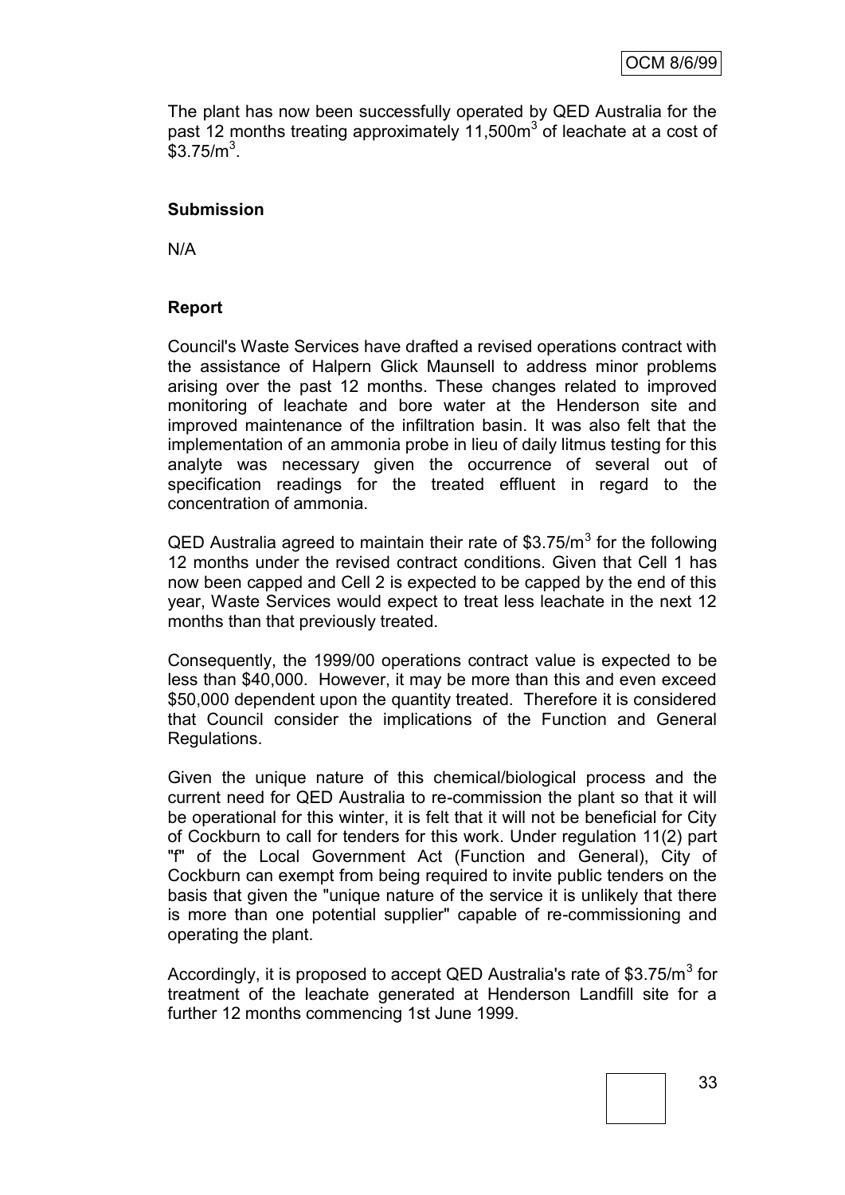The plant has now been successfully operated by QED Australia for the past 12 months treating approximately 11,500m$^3$ of leachate at a cost of \$3.75/m$^3$.

**Submission**

N/A

**Report**

Council's Waste Services have drafted a revised operations contract with the assistance of Halpern Glick Maunsell to address minor problems arising over the past 12 months. These changes related to improved monitoring of leachate and bore water at the Henderson site and improved maintenance of the infiltration basin. It was also felt that the implementation of an ammonia probe in lieu of daily litmus testing for this analyte was necessary given the occurrence of several out of specification readings for the treated effluent in regard to the concentration of ammonia.

QED Australia agreed to maintain their rate of \$3.75/m$^3$ for the following 12 months under the revised contract conditions. Given that Cell 1 has now been capped and Cell 2 is expected to be capped by the end of this year, Waste Services would expect to treat less leachate in the next 12 months than that previously treated.

Consequently, the 1999/00 operations contract value is expected to be less than \$40,000. However, it may be more than this and even exceed \$50,000 dependent upon the quantity treated. Therefore it is considered that Council consider the implications of the Function and General Regulations.

Given the unique nature of this chemical/biological process and the current need for QED Australia to re-commission the plant so that it will be operational for this winter, it is felt that it will not be beneficial for City of Cockburn to call for tenders for this work. Under regulation 11(2) part "f" of the Local Government Act (Function and General), City of Cockburn can exempt from being required to invite public tenders on the basis that given the "unique nature of the service it is unlikely that there is more than one potential supplier" capable of re-commissioning and operating the plant.

Accordingly, it is proposed to accept QED Australia's rate of \$3.75/m$^3$ for treatment of the leachate generated at Henderson Landfill site for a further 12 months commencing 1st June 1999.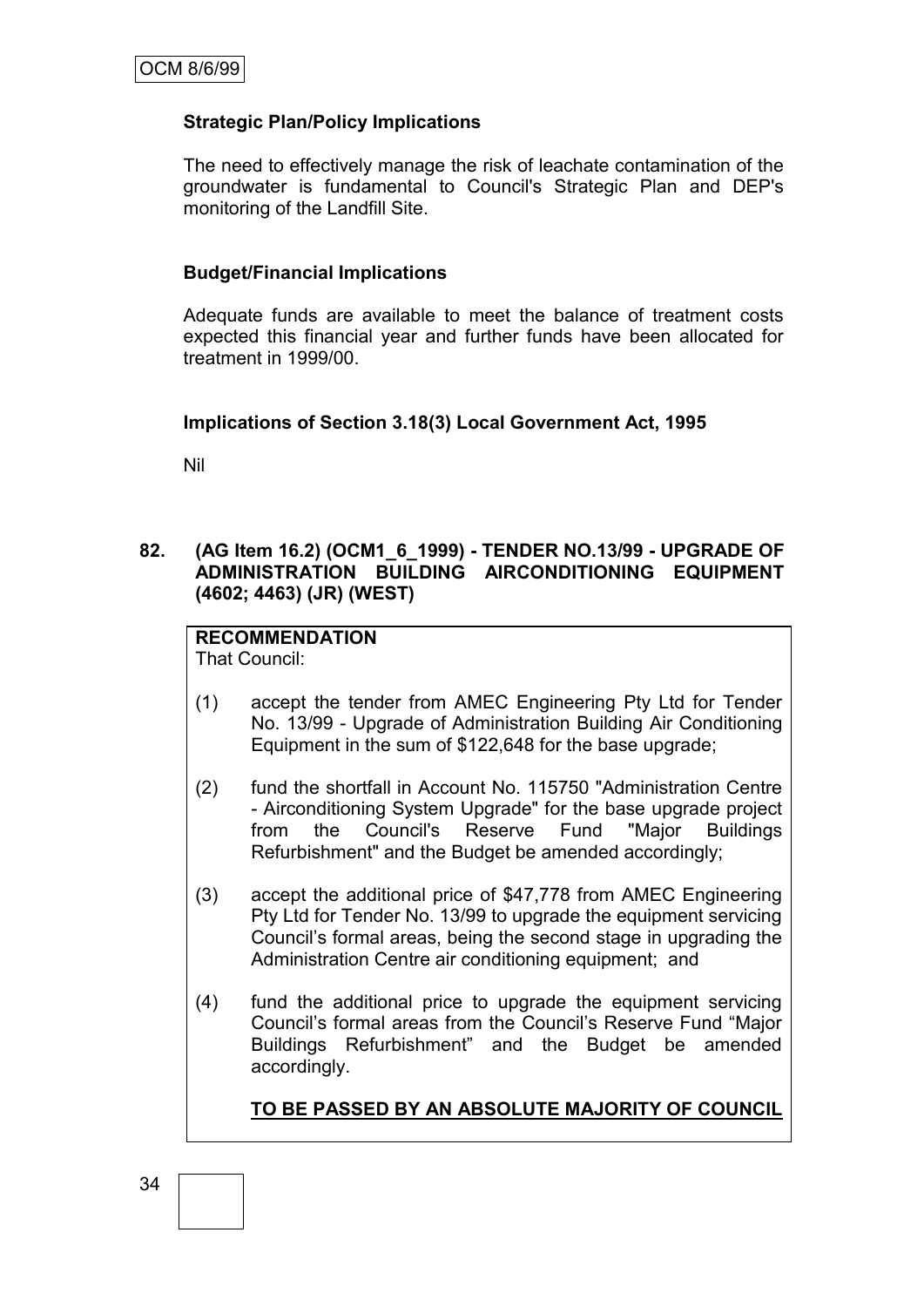**Strategic Plan/Policy Implications**

The need to effectively manage the risk of leachate contamination of the groundwater is fundamental to Council's Strategic Plan and DEP's monitoring of the Landfill Site.

**Budget/Financial Implications**

Adequate funds are available to meet the balance of treatment costs expected this financial year and further funds have been allocated for treatment in 1999/00.

**Implications of Section 3.18(3) Local Government Act, 1995**

Nil

**82. (AG Item 16.2) (OCM1_6_1999) - TENDER NO.13/99 - UPGRADE OF ADMINISTRATION BUILDING AIRCONDITIONING EQUIPMENT (4602; 4463) (JR) (WEST)**

**RECOMMENDATION**
That Council:

(1) accept the tender from AMEC Engineering Pty Ltd for Tender No. 13/99 - Upgrade of Administration Building Air Conditioning Equipment in the sum of $122,648 for the base upgrade;

(2) fund the shortfall in Account No. 115750 "Administration Centre - Airconditioning System Upgrade" for the base upgrade project from the Council's Reserve Fund "Major Buildings Refurbishment" and the Budget be amended accordingly;

(3) accept the additional price of $47,778 from AMEC Engineering Pty Ltd for Tender No. 13/99 to upgrade the equipment servicing Council's formal areas, being the second stage in upgrading the Administration Centre air conditioning equipment; and

(4) fund the additional price to upgrade the equipment servicing Council's formal areas from the Council's Reserve Fund "Major Buildings Refurbishment" and the Budget be amended accordingly.

**TO BE PASSED BY AN ABSOLUTE MAJORITY OF COUNCIL**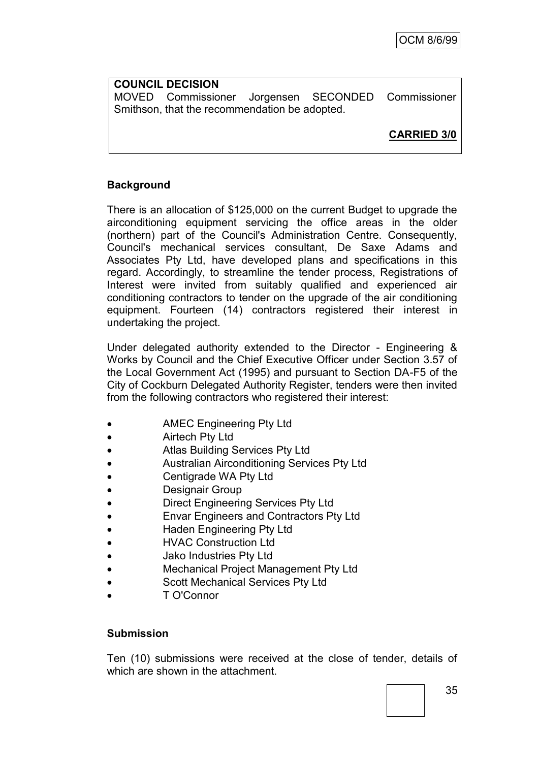**COUNCIL DECISION**

MOVED Commissioner Jorgensen SECONDED Commissioner Smithson, that the recommendation be adopted.

**CARRIED 3/0**

**Background**

There is an allocation of $125,000 on the current Budget to upgrade the airconditioning equipment servicing the office areas in the older (northern) part of the Council's Administration Centre. Consequently, Council's mechanical services consultant, De Saxe Adams and Associates Pty Ltd, have developed plans and specifications in this regard. Accordingly, to streamline the tender process, Registrations of Interest were invited from suitably qualified and experienced air conditioning contractors to tender on the upgrade of the air conditioning equipment. Fourteen (14) contractors registered their interest in undertaking the project.

Under delegated authority extended to the Director - Engineering & Works by Council and the Chief Executive Officer under Section 3.57 of the Local Government Act (1995) and pursuant to Section DA-F5 of the City of Cockburn Delegated Authority Register, tenders were then invited from the following contractors who registered their interest:

- AMEC Engineering Pty Ltd
- Airtech Pty Ltd
- Atlas Building Services Pty Ltd
- Australian Airconditioning Services Pty Ltd
- Centigrade WA Pty Ltd
- Designair Group
- Direct Engineering Services Pty Ltd
- Envar Engineers and Contractors Pty Ltd
- Haden Engineering Pty Ltd
- HVAC Construction Ltd
- Jako Industries Pty Ltd
- Mechanical Project Management Pty Ltd
- Scott Mechanical Services Pty Ltd
- T O'Connor

**Submission**

Ten (10) submissions were received at the close of tender, details of which are shown in the attachment.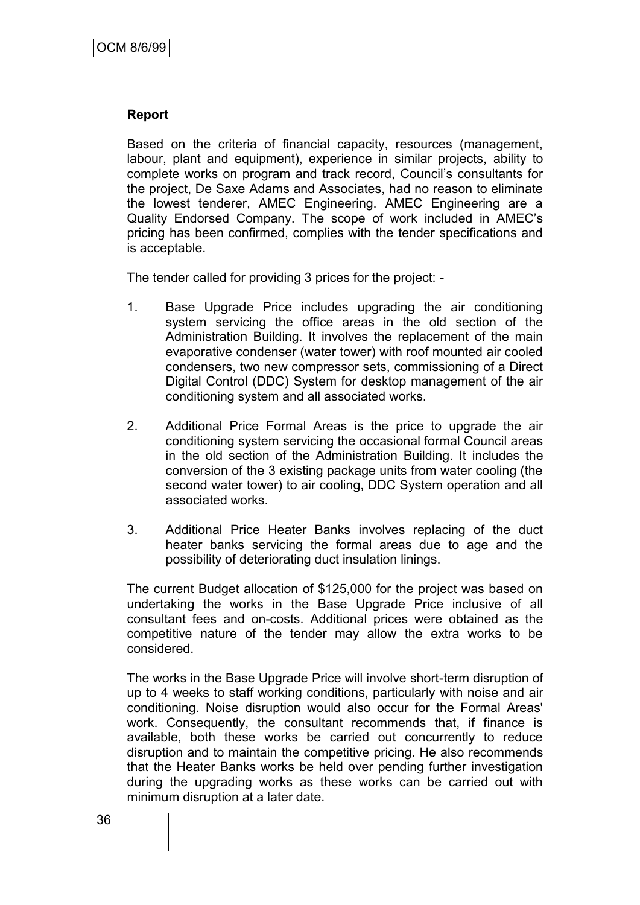**Report**

Based on the criteria of financial capacity, resources (management, labour, plant and equipment), experience in similar projects, ability to complete works on program and track record, Council's consultants for the project, De Saxe Adams and Associates, had no reason to eliminate the lowest tenderer, AMEC Engineering. AMEC Engineering are a Quality Endorsed Company. The scope of work included in AMEC's pricing has been confirmed, complies with the tender specifications and is acceptable.

The tender called for providing 3 prices for the project: -

1. Base Upgrade Price includes upgrading the air conditioning system servicing the office areas in the old section of the Administration Building. It involves the replacement of the main evaporative condenser (water tower) with roof mounted air cooled condensers, two new compressor sets, commissioning of a Direct Digital Control (DDC) System for desktop management of the air conditioning system and all associated works.

2. Additional Price Formal Areas is the price to upgrade the air conditioning system servicing the occasional formal Council areas in the old section of the Administration Building. It includes the conversion of the 3 existing package units from water cooling (the second water tower) to air cooling, DDC System operation and all associated works.

3. Additional Price Heater Banks involves replacing of the duct heater banks servicing the formal areas due to age and the possibility of deteriorating duct insulation linings.

The current Budget allocation of $125,000 for the project was based on undertaking the works in the Base Upgrade Price inclusive of all consultant fees and on-costs. Additional prices were obtained as the competitive nature of the tender may allow the extra works to be considered.

The works in the Base Upgrade Price will involve short-term disruption of up to 4 weeks to staff working conditions, particularly with noise and air conditioning. Noise disruption would also occur for the Formal Areas' work. Consequently, the consultant recommends that, if finance is available, both these works be carried out concurrently to reduce disruption and to maintain the competitive pricing. He also recommends that the Heater Banks works be held over pending further investigation during the upgrading works as these works can be carried out with minimum disruption at a later date.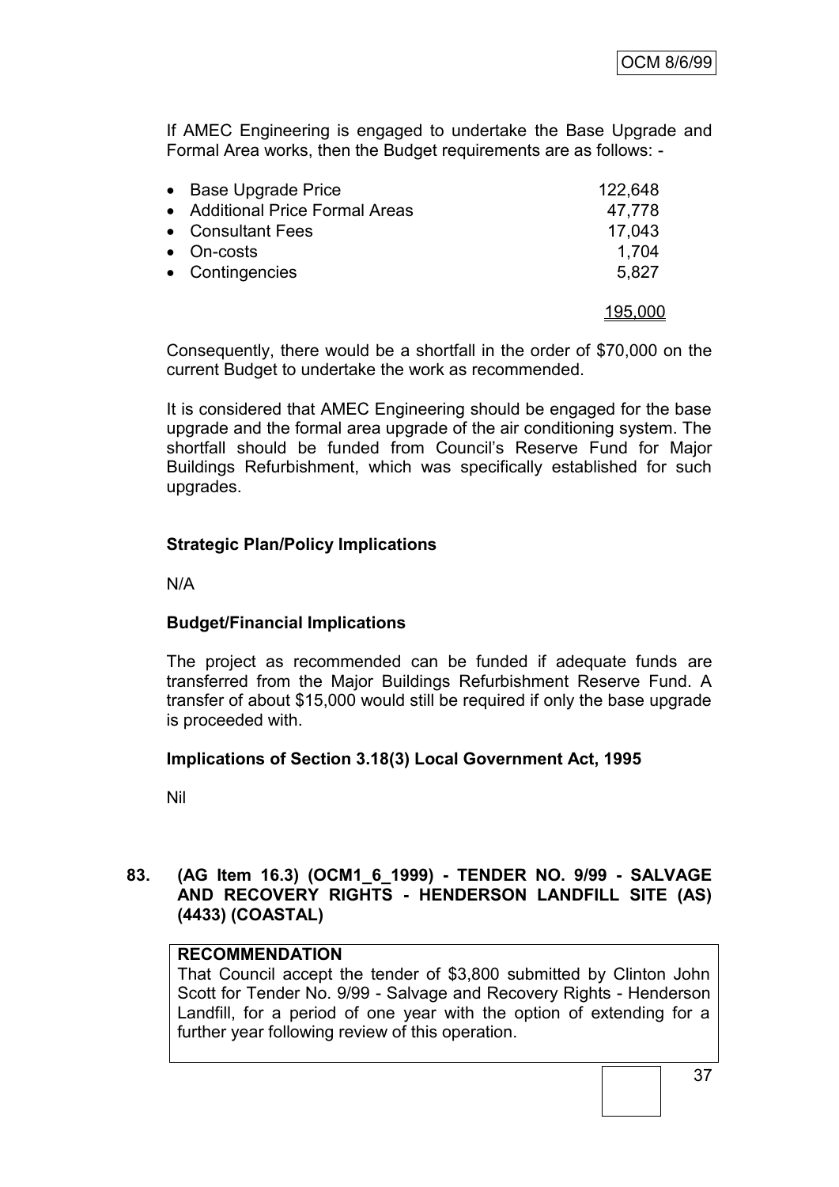If AMEC Engineering is engaged to undertake the Base Upgrade and Formal Area works, then the Budget requirements are as follows: -

| | |
|---|---|
| • Base Upgrade Price | 122,648 |
| • Additional Price Formal Areas | 47,778 |
| • Consultant Fees | 17,043 |
| • On-costs | 1,704 |
| • Contingencies | 5,827 |
| | 195,000 |

Consequently, there would be a shortfall in the order of $70,000 on the current Budget to undertake the work as recommended.

It is considered that AMEC Engineering should be engaged for the base upgrade and the formal area upgrade of the air conditioning system. The shortfall should be funded from Council's Reserve Fund for Major Buildings Refurbishment, which was specifically established for such upgrades.

**Strategic Plan/Policy Implications**

N/A

**Budget/Financial Implications**

The project as recommended can be funded if adequate funds are transferred from the Major Buildings Refurbishment Reserve Fund. A transfer of about $15,000 would still be required if only the base upgrade is proceeded with.

**Implications of Section 3.18(3) Local Government Act, 1995**

Nil

**83. (AG Item 16.3) (OCM1_6_1999) - TENDER NO. 9/99 - SALVAGE AND RECOVERY RIGHTS - HENDERSON LANDFILL SITE (AS) (4433) (COASTAL)**

**RECOMMENDATION**

That Council accept the tender of $3,800 submitted by Clinton John Scott for Tender No. 9/99 - Salvage and Recovery Rights - Henderson Landfill, for a period of one year with the option of extending for a further year following review of this operation.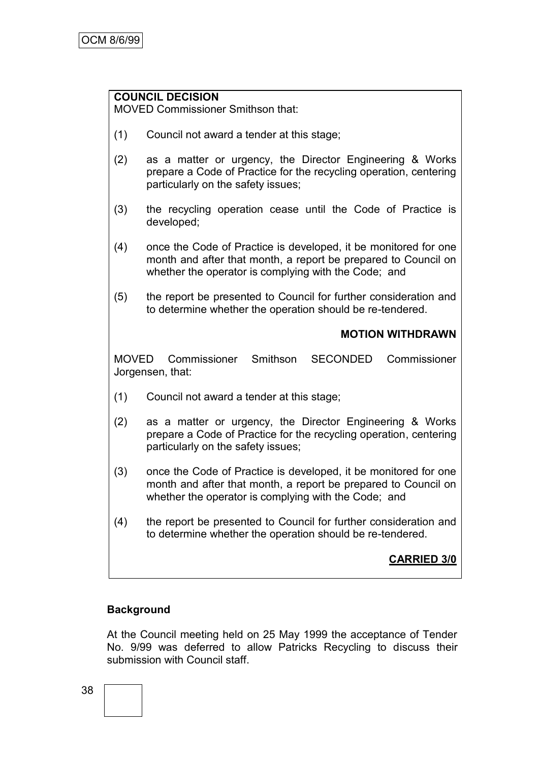**COUNCIL DECISION**
MOVED Commissioner Smithson that:

(1) Council not award a tender at this stage;

(2) as a matter or urgency, the Director Engineering & Works prepare a Code of Practice for the recycling operation, centering particularly on the safety issues;

(3) the recycling operation cease until the Code of Practice is developed;

(4) once the Code of Practice is developed, it be monitored for one month and after that month, a report be prepared to Council on whether the operator is complying with the Code; and

(5) the report be presented to Council for further consideration and to determine whether the operation should be re-tendered.

**MOTION WITHDRAWN**

MOVED Commissioner Smithson SECONDED Commissioner Jorgensen, that:

(1) Council not award a tender at this stage;

(2) as a matter or urgency, the Director Engineering & Works prepare a Code of Practice for the recycling operation, centering particularly on the safety issues;

(3) once the Code of Practice is developed, it be monitored for one month and after that month, a report be prepared to Council on whether the operator is complying with the Code; and

(4) the report be presented to Council for further consideration and to determine whether the operation should be re-tendered.

**CARRIED 3/0**

**Background**

At the Council meeting held on 25 May 1999 the acceptance of Tender No. 9/99 was deferred to allow Patricks Recycling to discuss their submission with Council staff.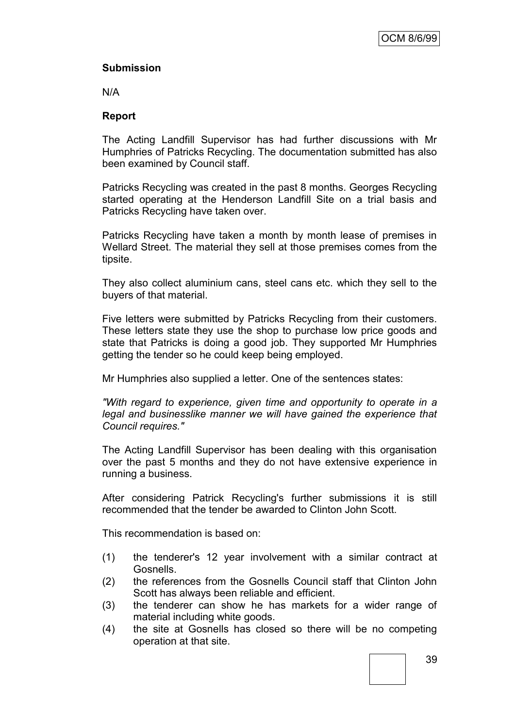**Submission**

N/A

**Report**

The Acting Landfill Supervisor has had further discussions with Mr Humphries of Patricks Recycling. The documentation submitted has also been examined by Council staff.

Patricks Recycling was created in the past 8 months. Georges Recycling started operating at the Henderson Landfill Site on a trial basis and Patricks Recycling have taken over.

Patricks Recycling have taken a month by month lease of premises in Wellard Street. The material they sell at those premises comes from the tipsite.

They also collect aluminium cans, steel cans etc. which they sell to the buyers of that material.

Five letters were submitted by Patricks Recycling from their customers. These letters state they use the shop to purchase low price goods and state that Patricks is doing a good job. They supported Mr Humphries getting the tender so he could keep being employed.

Mr Humphries also supplied a letter. One of the sentences states:

*"With regard to experience, given time and opportunity to operate in a legal and businesslike manner we will have gained the experience that Council requires."*

The Acting Landfill Supervisor has been dealing with this organisation over the past 5 months and they do not have extensive experience in running a business.

After considering Patrick Recycling's further submissions it is still recommended that the tender be awarded to Clinton John Scott.

This recommendation is based on:

(1) the tenderer's 12 year involvement with a similar contract at Gosnells.
(2) the references from the Gosnells Council staff that Clinton John Scott has always been reliable and efficient.
(3) the tenderer can show he has markets for a wider range of material including white goods.
(4) the site at Gosnells has closed so there will be no competing operation at that site.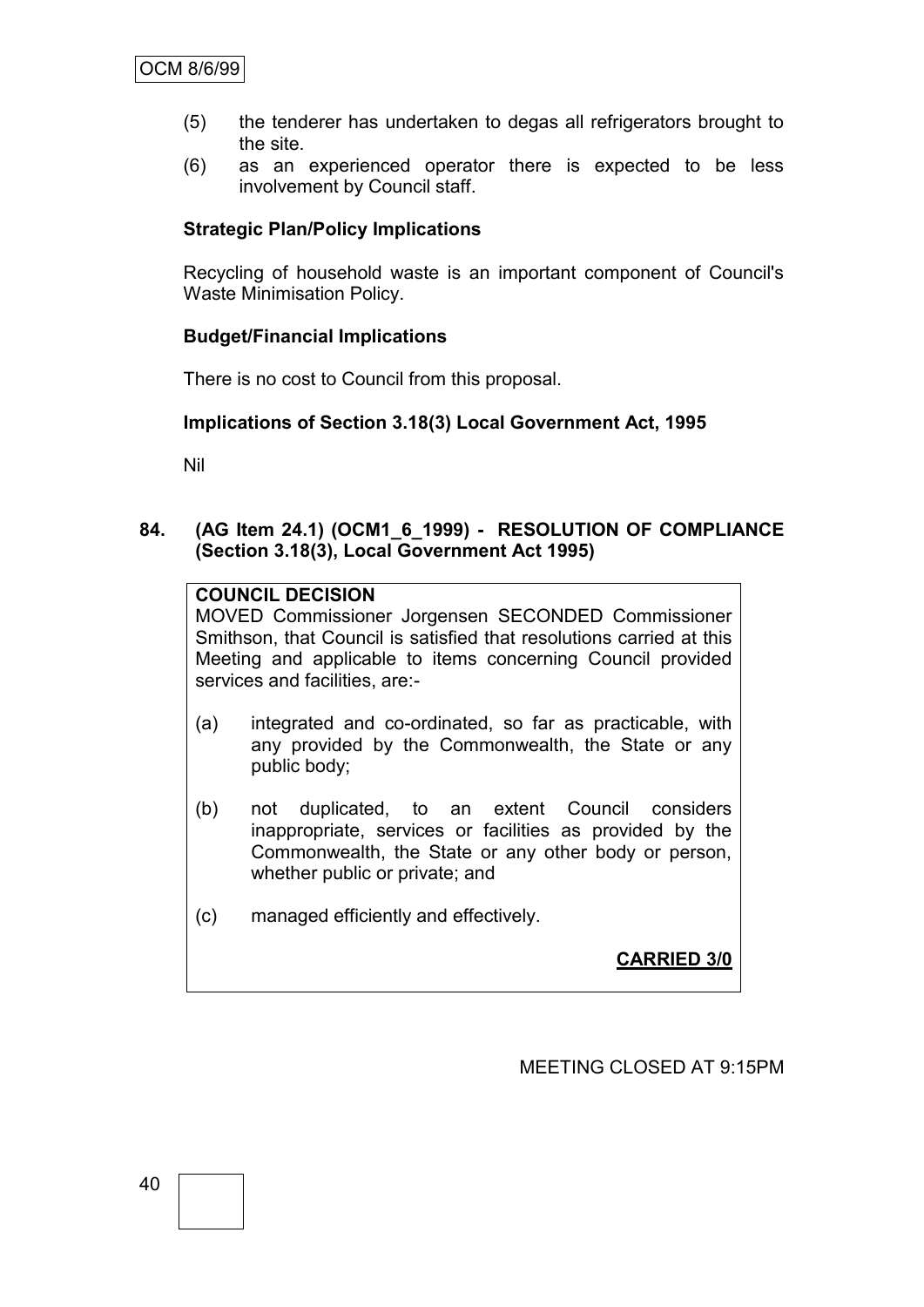(5) the tenderer has undertaken to degas all refrigerators brought to the site.

(6) as an experienced operator there is expected to be less involvement by Council staff.

**Strategic Plan/Policy Implications**

Recycling of household waste is an important component of Council's Waste Minimisation Policy.

**Budget/Financial Implications**

There is no cost to Council from this proposal.

**Implications of Section 3.18(3) Local Government Act, 1995**

Nil

## 84. (AG Item 24.1) (OCM1_6_1999) - RESOLUTION OF COMPLIANCE (Section 3.18(3), Local Government Act 1995)

**COUNCIL DECISION**

MOVED Commissioner Jorgensen SECONDED Commissioner Smithson, that Council is satisfied that resolutions carried at this Meeting and applicable to items concerning Council provided services and facilities, are:-

(a) integrated and co-ordinated, so far as practicable, with any provided by the Commonwealth, the State or any public body;

(b) not duplicated, to an extent Council considers inappropriate, services or facilities as provided by the Commonwealth, the State or any other body or person, whether public or private; and

(c) managed efficiently and effectively.

**CARRIED 3/0**

MEETING CLOSED AT 9:15PM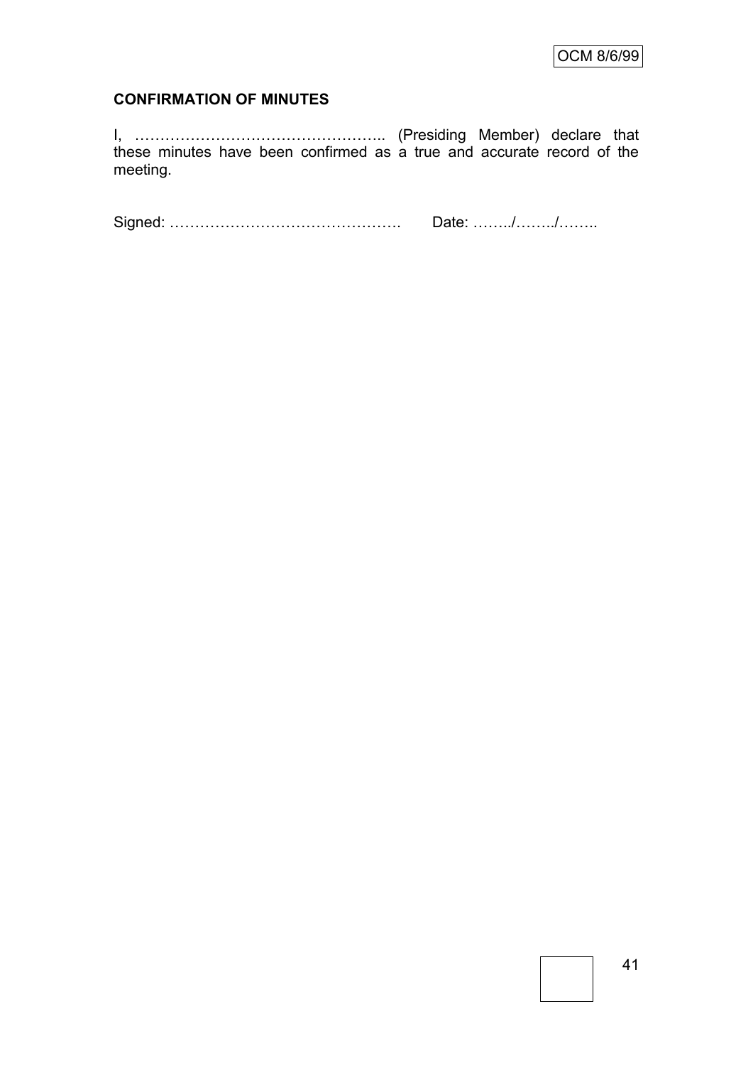## CONFIRMATION OF MINUTES

I, ………………………………………….. (Presiding Member) declare that these minutes have been confirmed as a true and accurate record of the meeting.

Signed: ……………………………………….   Date: ……../……../……..